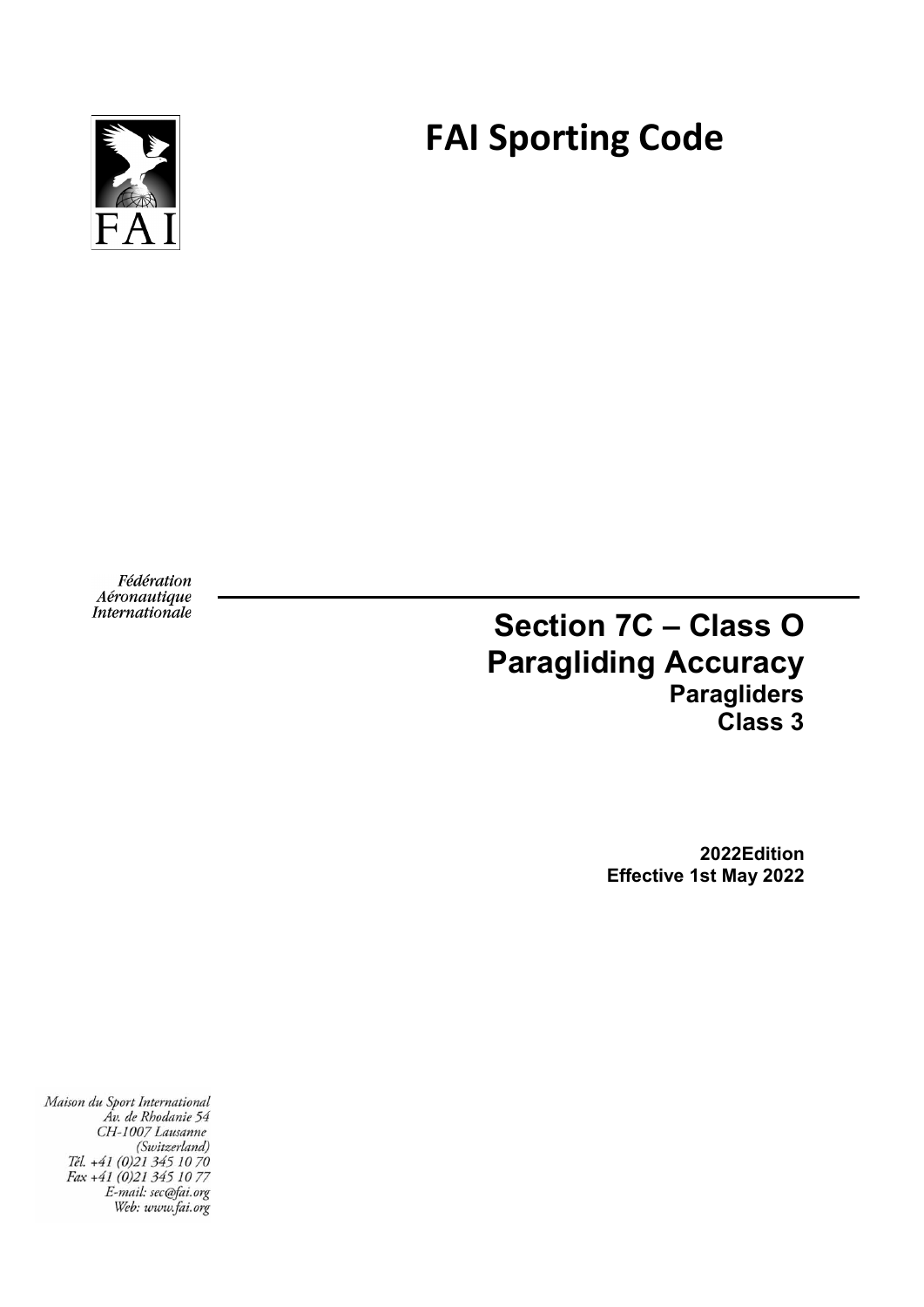FAI

# FAI Sporting Code

Fédération Aéronautique Internationale

## Section 7C – Class O
## Paragliding Accuracy
### Paragliders
### Class 3

**2022Edition**
**Effective 1st May 2022**

Maison du Sport International
Av. de Rhodanie 54
CH-1007 Lausanne
(Switzerland)
Tél. +41 (0)21 345 10 70
Fax +41 (0)21 345 10 77
E-mail: sec@fai.org
Web: www.fai.org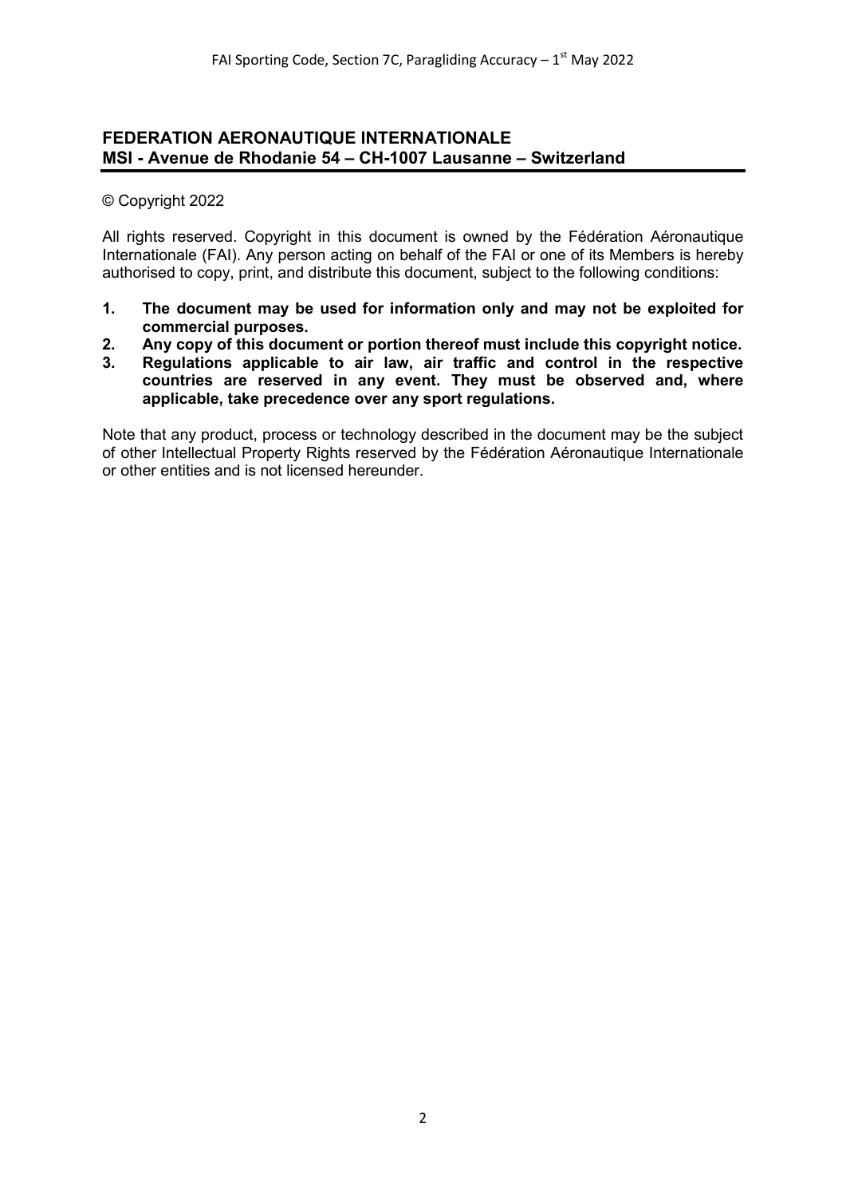**FEDERATION AERONAUTIQUE INTERNATIONALE**
**MSI - Avenue de Rhodanie 54 – CH-1007 Lausanne – Switzerland**

© Copyright 2022

All rights reserved. Copyright in this document is owned by the Fédération Aéronautique Internationale (FAI). Any person acting on behalf of the FAI or one of its Members is hereby authorised to copy, print, and distribute this document, subject to the following conditions:

1. **The document may be used for information only and may not be exploited for commercial purposes.**
2. **Any copy of this document or portion thereof must include this copyright notice.**
3. **Regulations applicable to air law, air traffic and control in the respective countries are reserved in any event. They must be observed and, where applicable, take precedence over any sport regulations.**

Note that any product, process or technology described in the document may be the subject of other Intellectual Property Rights reserved by the Fédération Aéronautique Internationale or other entities and is not licensed hereunder.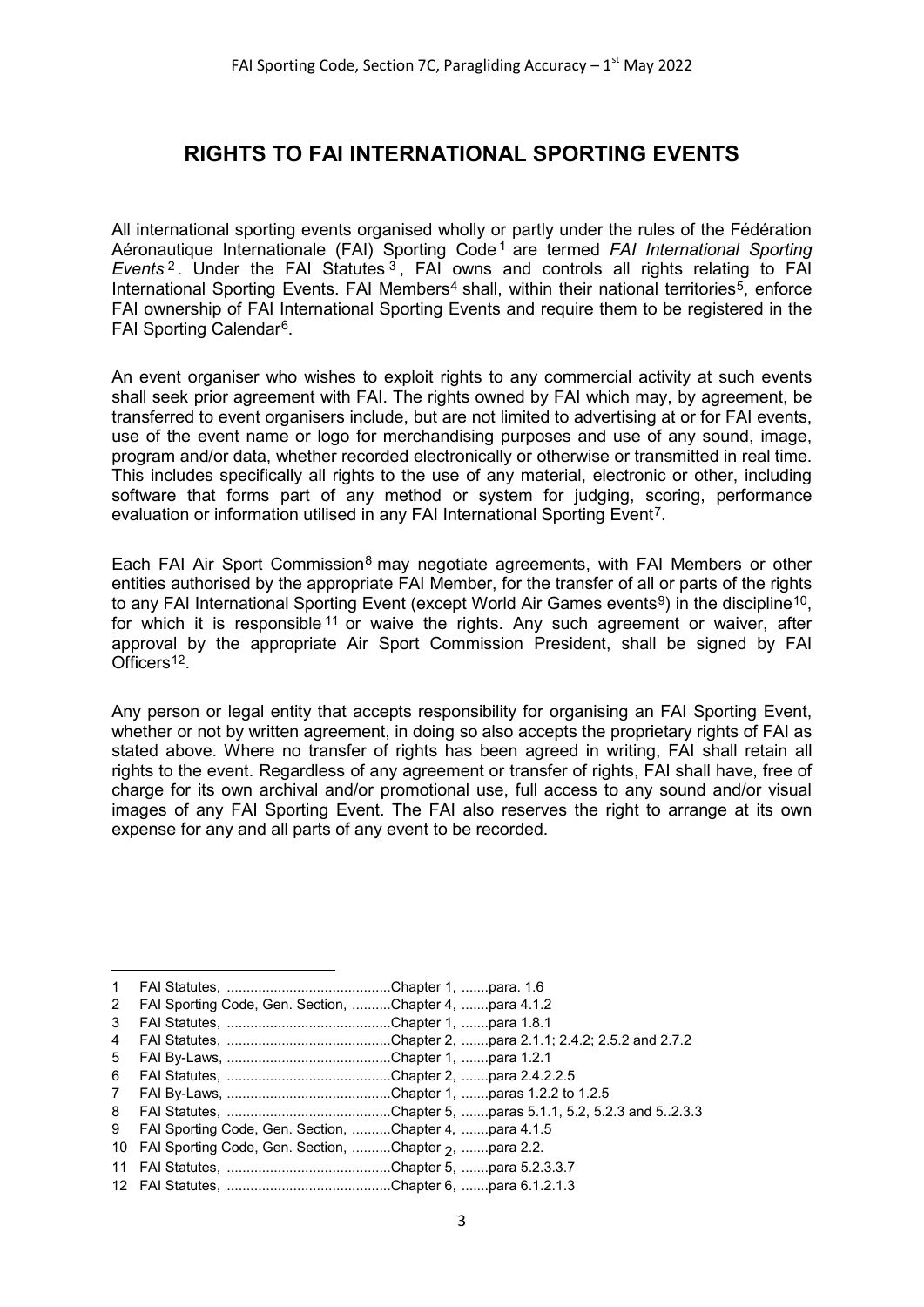# RIGHTS TO FAI INTERNATIONAL SPORTING EVENTS

All international sporting events organised wholly or partly under the rules of the Fédération Aéronautique Internationale (FAI) Sporting Code[1] are termed *FAI International Sporting Events*[2]. Under the FAI Statutes[3], FAI owns and controls all rights relating to FAI International Sporting Events. FAI Members[4] shall, within their national territories[5], enforce FAI ownership of FAI International Sporting Events and require them to be registered in the FAI Sporting Calendar[6].

An event organiser who wishes to exploit rights to any commercial activity at such events shall seek prior agreement with FAI. The rights owned by FAI which may, by agreement, be transferred to event organisers include, but are not limited to advertising at or for FAI events, use of the event name or logo for merchandising purposes and use of any sound, image, program and/or data, whether recorded electronically or otherwise or transmitted in real time. This includes specifically all rights to the use of any material, electronic or other, including software that forms part of any method or system for judging, scoring, performance evaluation or information utilised in any FAI International Sporting Event[7].

Each FAI Air Sport Commission[8] may negotiate agreements, with FAI Members or other entities authorised by the appropriate FAI Member, for the transfer of all or parts of the rights to any FAI International Sporting Event (except World Air Games events[9]) in the discipline[10], for which it is responsible[11] or waive the rights. Any such agreement or waiver, after approval by the appropriate Air Sport Commission President, shall be signed by FAI Officers[12].

Any person or legal entity that accepts responsibility for organising an FAI Sporting Event, whether or not by written agreement, in doing so also accepts the proprietary rights of FAI as stated above. Where no transfer of rights has been agreed in writing, FAI shall retain all rights to the event. Regardless of any agreement or transfer of rights, FAI shall have, free of charge for its own archival and/or promotional use, full access to any sound and/or visual images of any FAI Sporting Event. The FAI also reserves the right to arrange at its own expense for any and all parts of any event to be recorded.

---

1 FAI Statutes, ..........................................Chapter 1, .......para. 1.6
2 FAI Sporting Code, Gen. Section, ..........Chapter 4, .......para 4.1.2
3 FAI Statutes, ..........................................Chapter 1, .......para 1.8.1
4 FAI Statutes, ..........................................Chapter 2, .......para 2.1.1; 2.4.2; 2.5.2 and 2.7.2
5 FAI By-Laws, ..........................................Chapter 1, .......para 1.2.1
6 FAI Statutes, ..........................................Chapter 2, .......para 2.4.2.2.5
7 FAI By-Laws, ..........................................Chapter 1, .......paras 1.2.2 to 1.2.5
8 FAI Statutes, ..........................................Chapter 5, .......paras 5.1.1, 5.2, 5.2.3 and 5..2.3.3
9 FAI Sporting Code, Gen. Section, ..........Chapter 4, .......para 4.1.5
10 FAI Sporting Code, Gen. Section, ..........Chapter 2, .......para 2.2.
11 FAI Statutes, ..........................................Chapter 5, .......para 5.2.3.3.7
12 FAI Statutes, ..........................................Chapter 6, .......para 6.1.2.1.3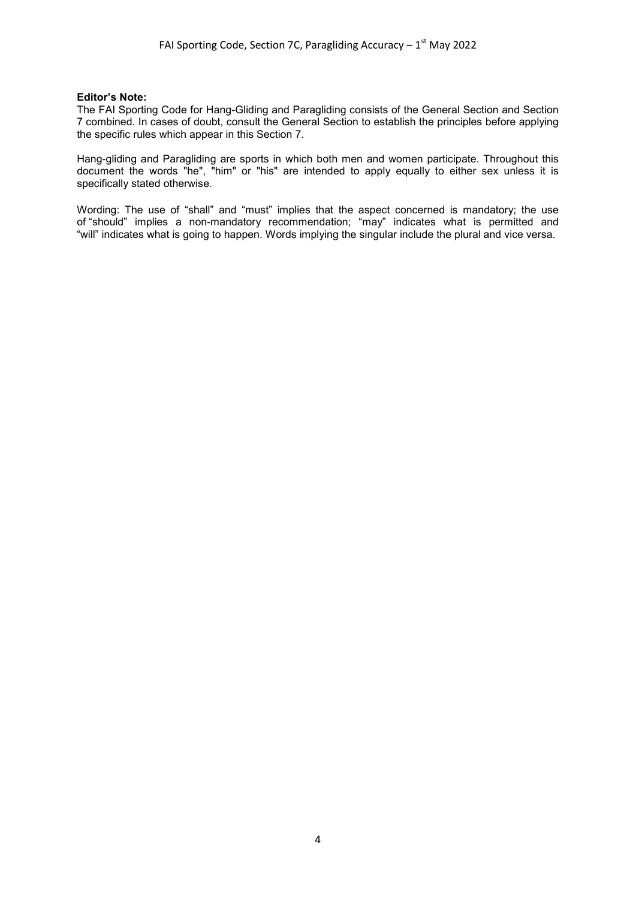**Editor's Note:**

The FAI Sporting Code for Hang-Gliding and Paragliding consists of the General Section and Section 7 combined. In cases of doubt, consult the General Section to establish the principles before applying the specific rules which appear in this Section 7.

Hang-gliding and Paragliding are sports in which both men and women participate. Throughout this document the words "he", "him" or "his" are intended to apply equally to either sex unless it is specifically stated otherwise.

Wording: The use of "shall" and "must" implies that the aspect concerned is mandatory; the use of "should" implies a non-mandatory recommendation; "may" indicates what is permitted and "will" indicates what is going to happen. Words implying the singular include the plural and vice versa.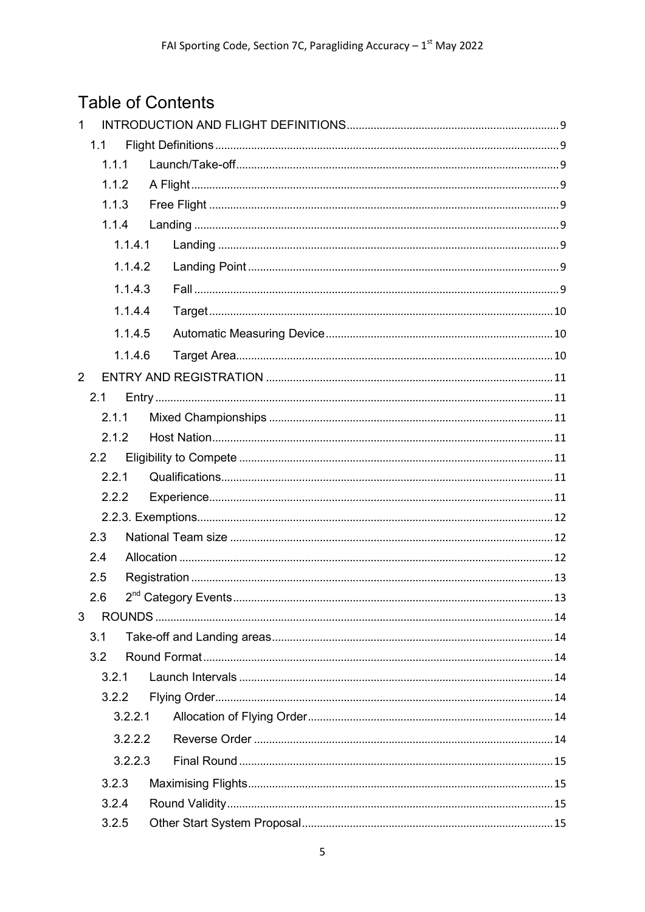# Table of Contents

- 1 INTRODUCTION AND FLIGHT DEFINITIONS ..... 9
  - 1.1 Flight Definitions ..... 9
    - 1.1.1 Launch/Take-off ..... 9
    - 1.1.2 A Flight ..... 9
    - 1.1.3 Free Flight ..... 9
    - 1.1.4 Landing ..... 9
      - 1.1.4.1 Landing ..... 9
      - 1.1.4.2 Landing Point ..... 9
      - 1.1.4.3 Fall ..... 9
      - 1.1.4.4 Target ..... 10
      - 1.1.4.5 Automatic Measuring Device ..... 10
      - 1.1.4.6 Target Area ..... 10
- 2 ENTRY AND REGISTRATION ..... 11
  - 2.1 Entry ..... 11
    - 2.1.1 Mixed Championships ..... 11
    - 2.1.2 Host Nation ..... 11
  - 2.2 Eligibility to Compete ..... 11
    - 2.2.1 Qualifications ..... 11
    - 2.2.2 Experience ..... 11
    - 2.2.3. Exemptions ..... 12
  - 2.3 National Team size ..... 12
  - 2.4 Allocation ..... 12
  - 2.5 Registration ..... 13
  - 2.6 2nd Category Events ..... 13
- 3 ROUNDS ..... 14
  - 3.1 Take-off and Landing areas ..... 14
  - 3.2 Round Format ..... 14
    - 3.2.1 Launch Intervals ..... 14
    - 3.2.2 Flying Order ..... 14
      - 3.2.2.1 Allocation of Flying Order ..... 14
      - 3.2.2.2 Reverse Order ..... 14
      - 3.2.2.3 Final Round ..... 15
    - 3.2.3 Maximising Flights ..... 15
    - 3.2.4 Round Validity ..... 15
    - 3.2.5 Other Start System Proposal ..... 15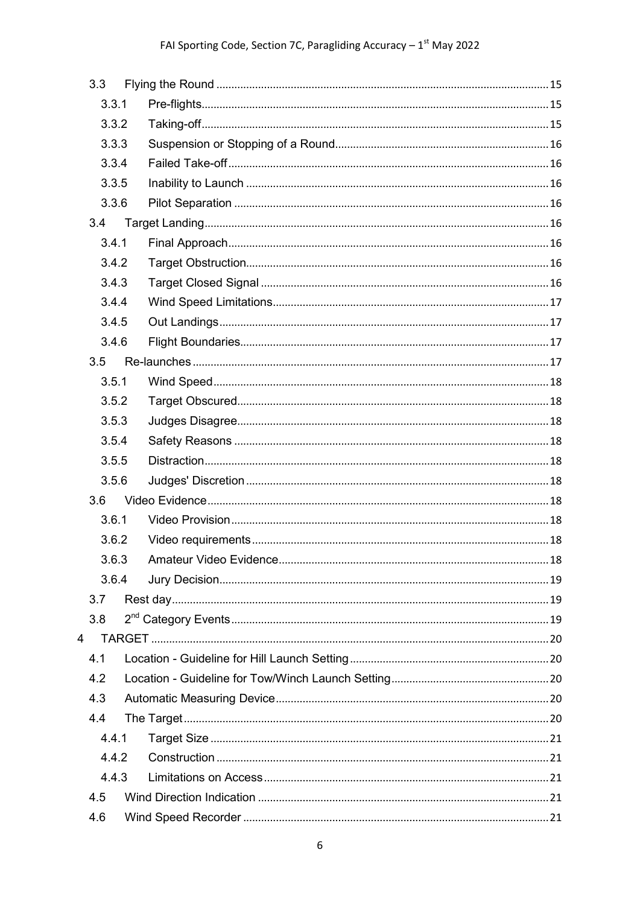| | | |
|---|---|---|
| 3.3 | Flying the Round | 15 |
| 3.3.1 | Pre-flights | 15 |
| 3.3.2 | Taking-off | 15 |
| 3.3.3 | Suspension or Stopping of a Round | 16 |
| 3.3.4 | Failed Take-off | 16 |
| 3.3.5 | Inability to Launch | 16 |
| 3.3.6 | Pilot Separation | 16 |
| 3.4 | Target Landing | 16 |
| 3.4.1 | Final Approach | 16 |
| 3.4.2 | Target Obstruction | 16 |
| 3.4.3 | Target Closed Signal | 16 |
| 3.4.4 | Wind Speed Limitations | 17 |
| 3.4.5 | Out Landings | 17 |
| 3.4.6 | Flight Boundaries | 17 |
| 3.5 | Re-launches | 17 |
| 3.5.1 | Wind Speed | 18 |
| 3.5.2 | Target Obscured | 18 |
| 3.5.3 | Judges Disagree | 18 |
| 3.5.4 | Safety Reasons | 18 |
| 3.5.5 | Distraction | 18 |
| 3.5.6 | Judges' Discretion | 18 |
| 3.6 | Video Evidence | 18 |
| 3.6.1 | Video Provision | 18 |
| 3.6.2 | Video requirements | 18 |
| 3.6.3 | Amateur Video Evidence | 18 |
| 3.6.4 | Jury Decision | 19 |
| 3.7 | Rest day | 19 |
| 3.8 | 2nd Category Events | 19 |
| 4 | TARGET | 20 |
| 4.1 | Location - Guideline for Hill Launch Setting | 20 |
| 4.2 | Location - Guideline for Tow/Winch Launch Setting | 20 |
| 4.3 | Automatic Measuring Device | 20 |
| 4.4 | The Target | 20 |
| 4.4.1 | Target Size | 21 |
| 4.4.2 | Construction | 21 |
| 4.4.3 | Limitations on Access | 21 |
| 4.5 | Wind Direction Indication | 21 |
| 4.6 | Wind Speed Recorder | 21 |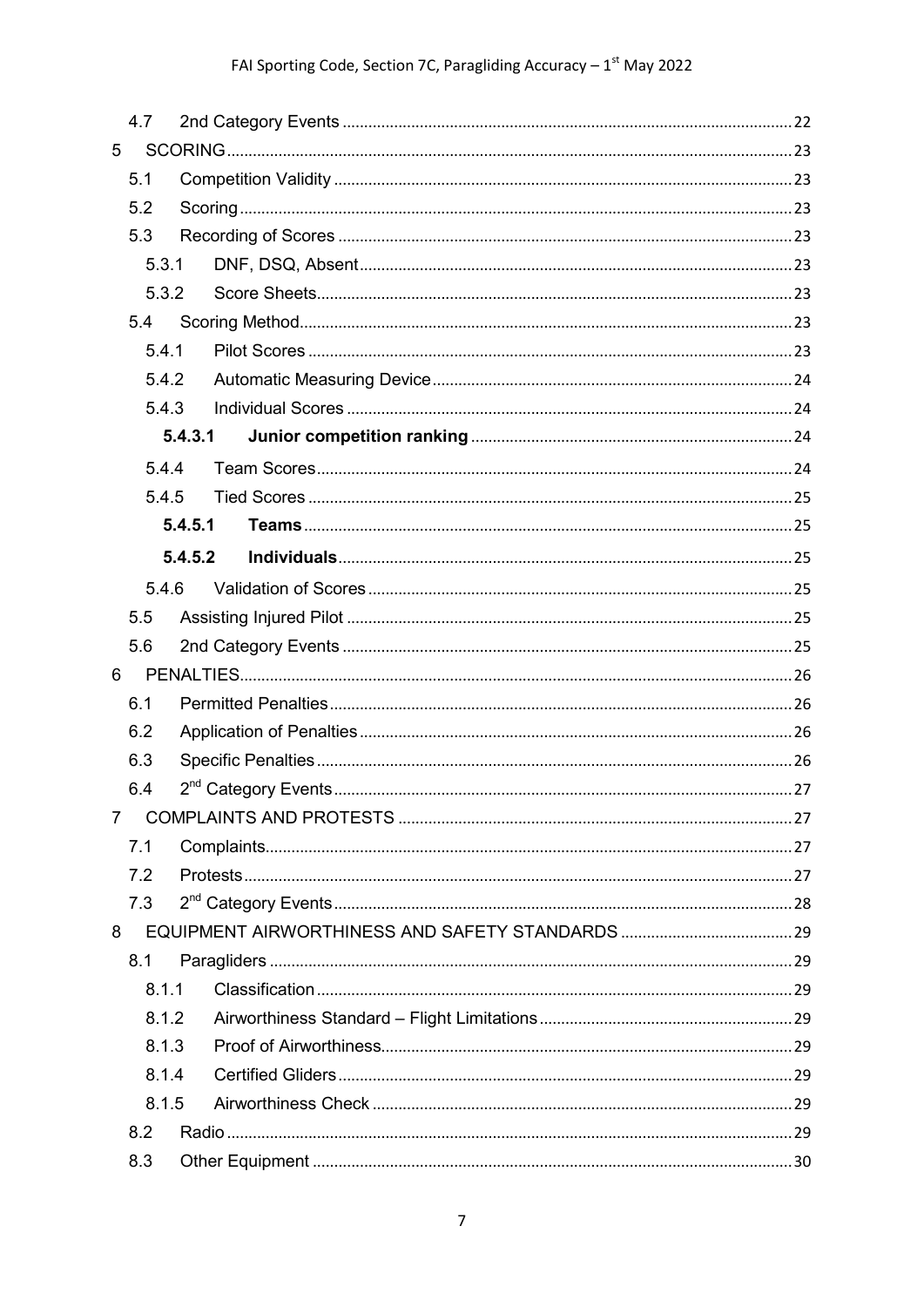4.7 2nd Category Events ........ 22

5 SCORING ........ 23

5.1 Competition Validity ........ 23

5.2 Scoring ........ 23

5.3 Recording of Scores ........ 23

5.3.1 DNF, DSQ, Absent ........ 23

5.3.2 Score Sheets ........ 23

5.4 Scoring Method ........ 23

5.4.1 Pilot Scores ........ 23

5.4.2 Automatic Measuring Device ........ 24

5.4.3 Individual Scores ........ 24

**5.4.3.1 Junior competition ranking** ........ 24

5.4.4 Team Scores ........ 24

5.4.5 Tied Scores ........ 25

**5.4.5.1 Teams** ........ 25

**5.4.5.2 Individuals** ........ 25

5.4.6 Validation of Scores ........ 25

5.5 Assisting Injured Pilot ........ 25

5.6 2nd Category Events ........ 25

6 PENALTIES ........ 26

6.1 Permitted Penalties ........ 26

6.2 Application of Penalties ........ 26

6.3 Specific Penalties ........ 26

6.4 2nd Category Events ........ 27

7 COMPLAINTS AND PROTESTS ........ 27

7.1 Complaints ........ 27

7.2 Protests ........ 27

7.3 2nd Category Events ........ 28

8 EQUIPMENT AIRWORTHINESS AND SAFETY STANDARDS ........ 29

8.1 Paragliders ........ 29

8.1.1 Classification ........ 29

8.1.2 Airworthiness Standard – Flight Limitations ........ 29

8.1.3 Proof of Airworthiness ........ 29

8.1.4 Certified Gliders ........ 29

8.1.5 Airworthiness Check ........ 29

8.2 Radio ........ 29

8.3 Other Equipment ........ 30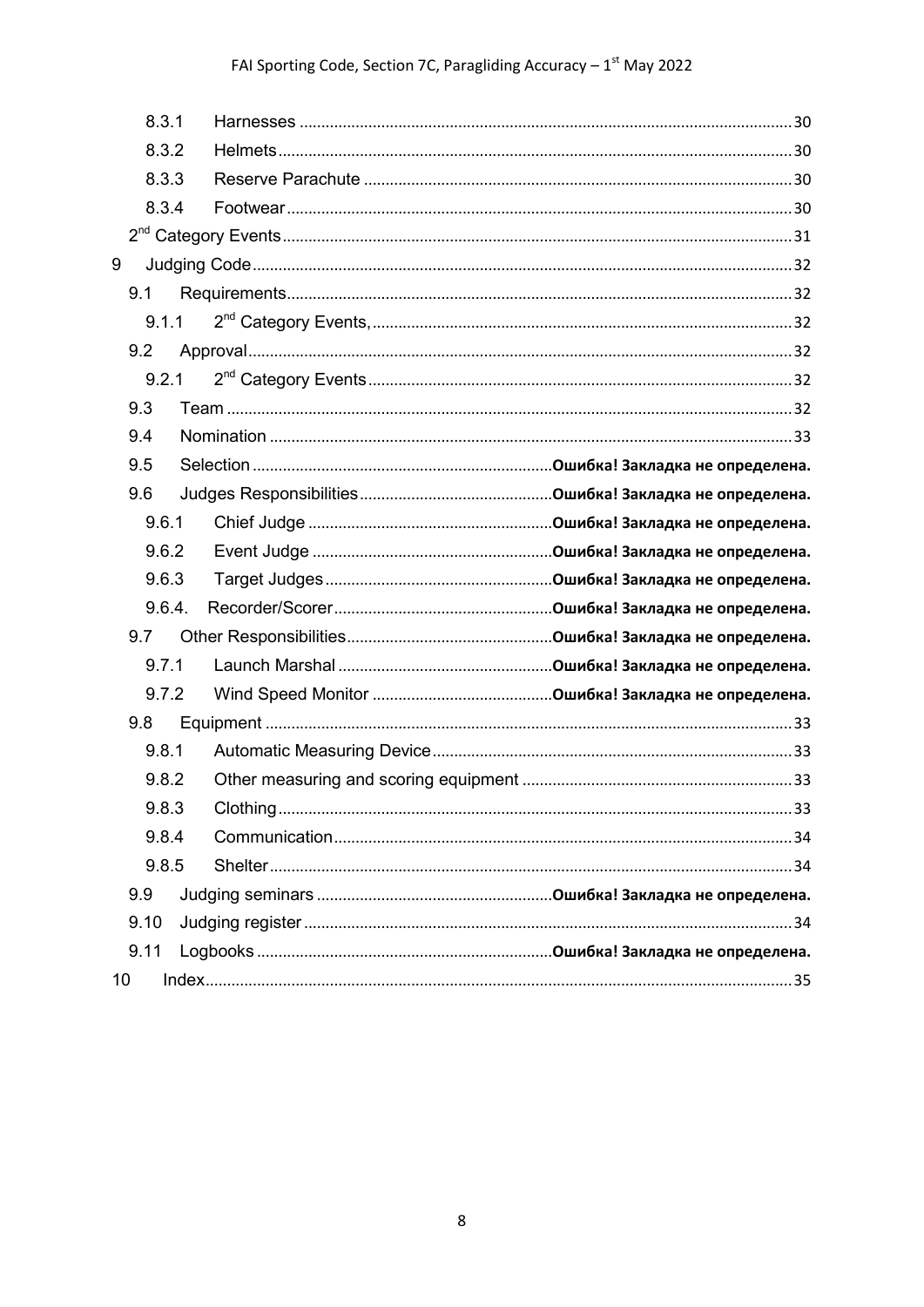8.3.1 Harnesses ........................................................................................................ 30

8.3.2 Helmets ........................................................................................................... 30

8.3.3 Reserve Parachute .......................................................................................... 30

8.3.4 Footwear ......................................................................................................... 30

2nd Category Events ............................................................................................... 31

9 Judging Code ............................................................................................................ 32

9.1 Requirements .......................................................................................................... 32

9.1.1 2nd Category Events, ........................................................................................ 32

9.2 Approval ................................................................................................................. 32

9.2.1 2nd Category Events ......................................................................................... 32

9.3 Team ...................................................................................................................... 32

9.4 Nomination ............................................................................................................. 33

9.5 Selection ........................................................ Ошибка! Закладка не определена.

9.6 Judges Responsibilities .................................... Ошибка! Закладка не определена.

9.6.1 Chief Judge ................................................ Ошибка! Закладка не определена.

9.6.2 Event Judge ............................................... Ошибка! Закладка не определена.

9.6.3 Target Judges ............................................. Ошибка! Закладка не определена.

9.6.4. Recorder/Scorer ......................................... Ошибка! Закладка не определена.

9.7 Other Responsibilities ...................................... Ошибка! Закладка не определена.

9.7.1 Launch Marshal .......................................... Ошибка! Закладка не определена.

9.7.2 Wind Speed Monitor ................................... Ошибка! Закладка не определена.

9.8 Equipment .............................................................................................................. 33

9.8.1 Automatic Measuring Device ............................................................................ 33

9.8.2 Other measuring and scoring equipment .......................................................... 33

9.8.3 Clothing ........................................................................................................... 33

9.8.4 Communication ................................................................................................ 34

9.8.5 Shelter ............................................................................................................. 34

9.9 Judging seminars ............................................. Ошибка! Закладка не определена.

9.10 Judging register ..................................................................................................... 34

9.11 Logbooks ........................................................ Ошибка! Закладка не определена.

10 Index ........................................................................................................................ 35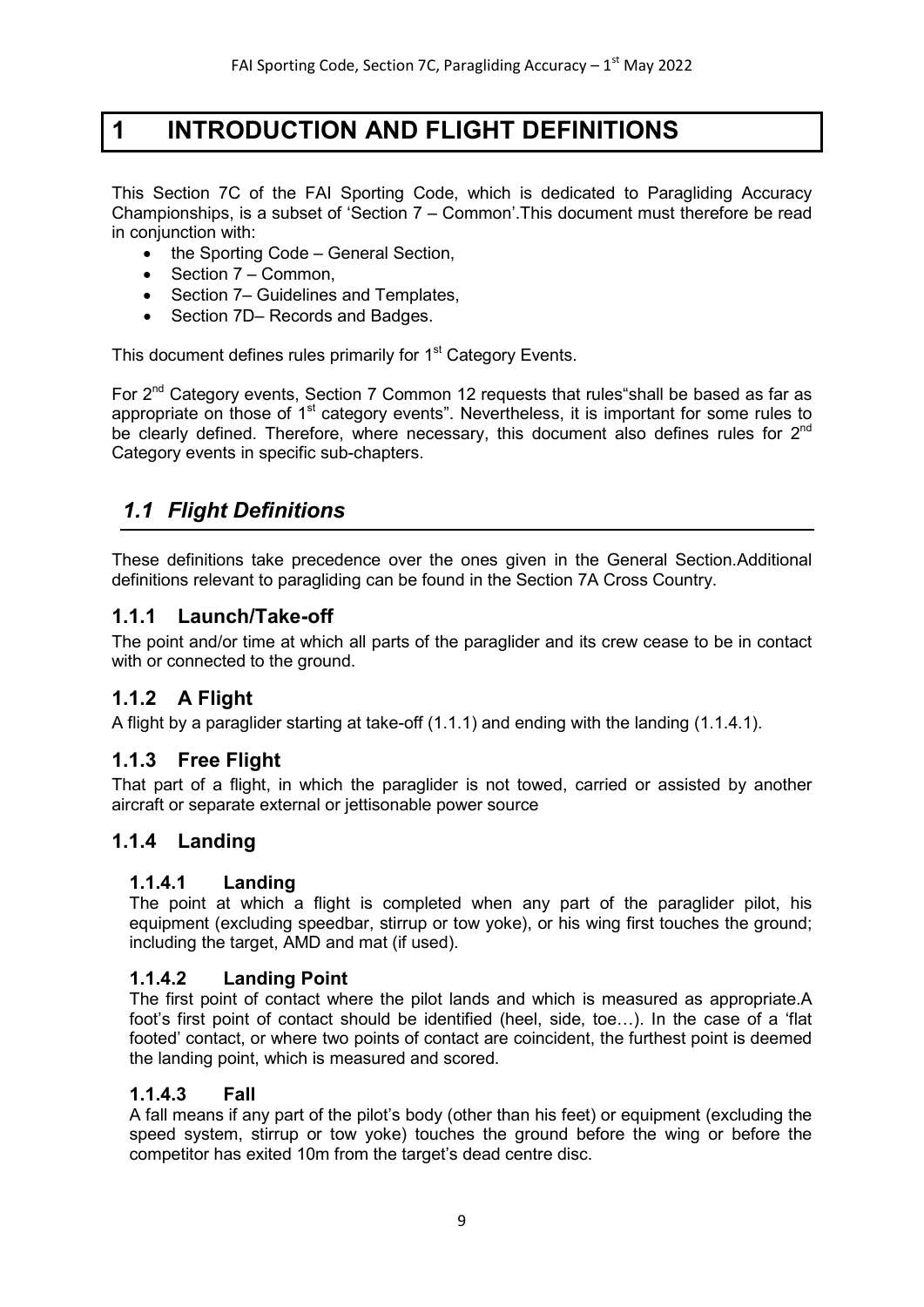# 1 INTRODUCTION AND FLIGHT DEFINITIONS

This Section 7C of the FAI Sporting Code, which is dedicated to Paragliding Accuracy Championships, is a subset of 'Section 7 – Common'.This document must therefore be read in conjunction with:

- the Sporting Code – General Section,
- Section 7 – Common,
- Section 7– Guidelines and Templates,
- Section 7D– Records and Badges.

This document defines rules primarily for 1st Category Events.

For 2nd Category events, Section 7 Common 12 requests that rules"shall be based as far as appropriate on those of 1st category events". Nevertheless, it is important for some rules to be clearly defined. Therefore, where necessary, this document also defines rules for 2nd Category events in specific sub-chapters.

## *1.1 Flight Definitions*

These definitions take precedence over the ones given in the General Section.Additional definitions relevant to paragliding can be found in the Section 7A Cross Country.

### 1.1.1 Launch/Take-off

The point and/or time at which all parts of the paraglider and its crew cease to be in contact with or connected to the ground.

### 1.1.2 A Flight

A flight by a paraglider starting at take-off (1.1.1) and ending with the landing (1.1.4.1).

### 1.1.3 Free Flight

That part of a flight, in which the paraglider is not towed, carried or assisted by another aircraft or separate external or jettisonable power source

### 1.1.4 Landing

#### 1.1.4.1 Landing

The point at which a flight is completed when any part of the paraglider pilot, his equipment (excluding speedbar, stirrup or tow yoke), or his wing first touches the ground; including the target, AMD and mat (if used).

#### 1.1.4.2 Landing Point

The first point of contact where the pilot lands and which is measured as appropriate.A foot's first point of contact should be identified (heel, side, toe…). In the case of a 'flat footed' contact, or where two points of contact are coincident, the furthest point is deemed the landing point, which is measured and scored.

#### 1.1.4.3 Fall

A fall means if any part of the pilot's body (other than his feet) or equipment (excluding the speed system, stirrup or tow yoke) touches the ground before the wing or before the competitor has exited 10m from the target's dead centre disc.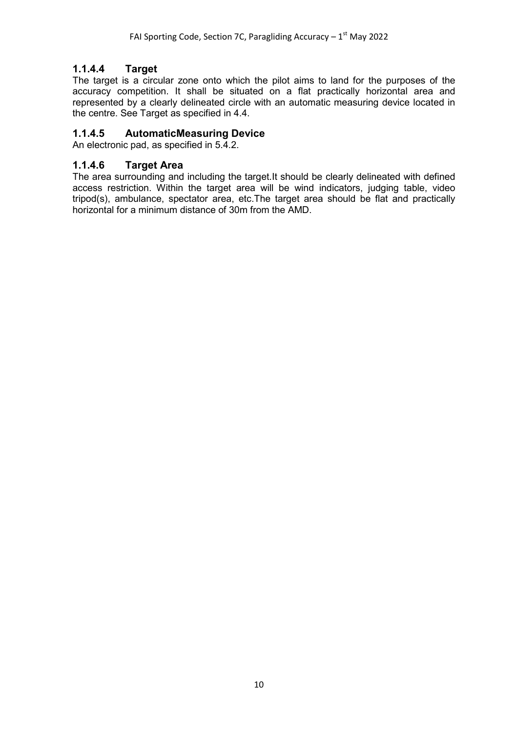#### 1.1.4.4 Target

The target is a circular zone onto which the pilot aims to land for the purposes of the accuracy competition. It shall be situated on a flat practically horizontal area and represented by a clearly delineated circle with an automatic measuring device located in the centre. See Target as specified in 4.4.

#### 1.1.4.5 AutomaticMeasuring Device

An electronic pad, as specified in 5.4.2.

#### 1.1.4.6 Target Area

The area surrounding and including the target.It should be clearly delineated with defined access restriction. Within the target area will be wind indicators, judging table, video tripod(s), ambulance, spectator area, etc.The target area should be flat and practically horizontal for a minimum distance of 30m from the AMD.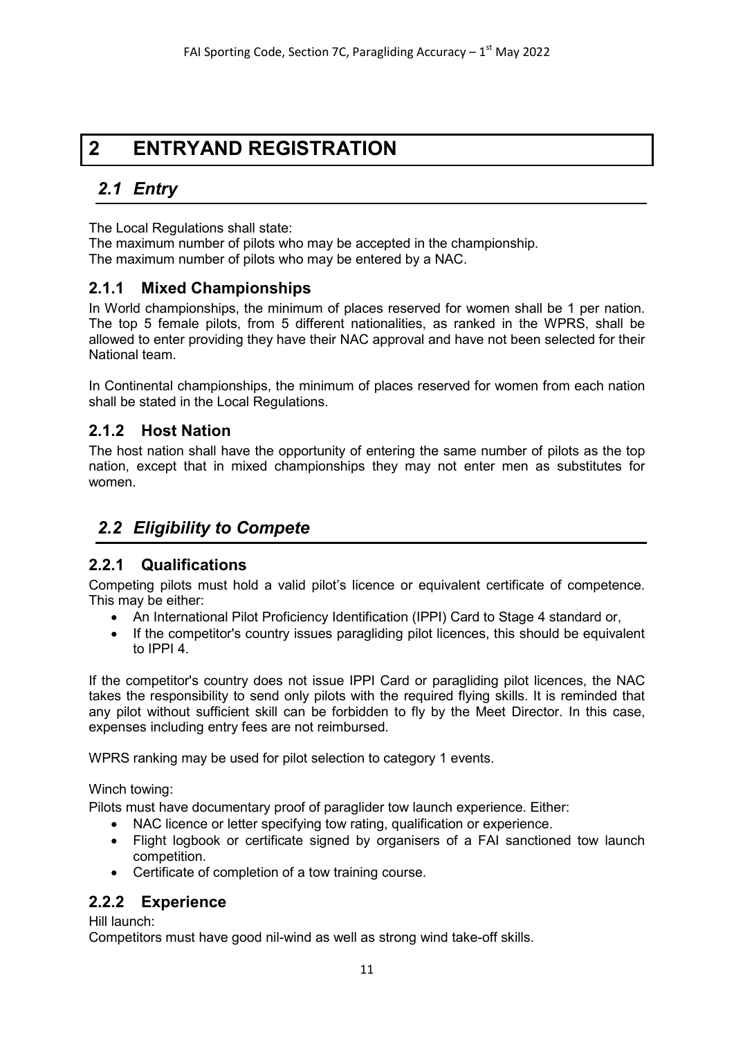# 2 ENTRYAND REGISTRATION

## *2.1 Entry*

The Local Regulations shall state:
The maximum number of pilots who may be accepted in the championship.
The maximum number of pilots who may be entered by a NAC.

### 2.1.1 Mixed Championships

In World championships, the minimum of places reserved for women shall be 1 per nation. The top 5 female pilots, from 5 different nationalities, as ranked in the WPRS, shall be allowed to enter providing they have their NAC approval and have not been selected for their National team.

In Continental championships, the minimum of places reserved for women from each nation shall be stated in the Local Regulations.

### 2.1.2 Host Nation

The host nation shall have the opportunity of entering the same number of pilots as the top nation, except that in mixed championships they may not enter men as substitutes for women.

## *2.2 Eligibility to Compete*

### 2.2.1 Qualifications

Competing pilots must hold a valid pilot's licence or equivalent certificate of competence. This may be either:

- An International Pilot Proficiency Identification (IPPI) Card to Stage 4 standard or,
- If the competitor's country issues paragliding pilot licences, this should be equivalent to IPPI 4.

If the competitor's country does not issue IPPI Card or paragliding pilot licences, the NAC takes the responsibility to send only pilots with the required flying skills. It is reminded that any pilot without sufficient skill can be forbidden to fly by the Meet Director. In this case, expenses including entry fees are not reimbursed.

WPRS ranking may be used for pilot selection to category 1 events.

Winch towing:
Pilots must have documentary proof of paraglider tow launch experience. Either:

- NAC licence or letter specifying tow rating, qualification or experience.
- Flight logbook or certificate signed by organisers of a FAI sanctioned tow launch competition.
- Certificate of completion of a tow training course.

### 2.2.2 Experience

Hill launch:
Competitors must have good nil-wind as well as strong wind take-off skills.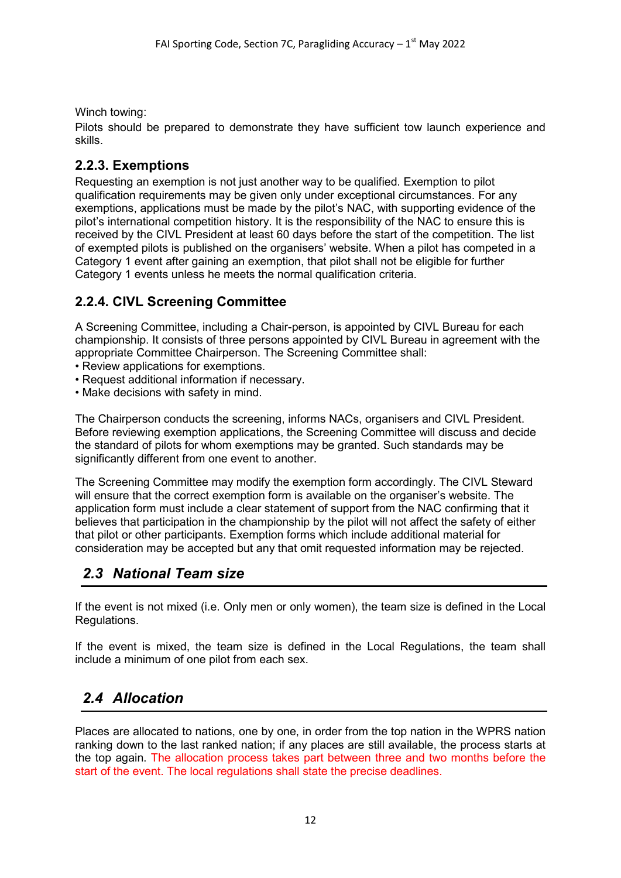Winch towing:

Pilots should be prepared to demonstrate they have sufficient tow launch experience and skills.

### 2.2.3. Exemptions

Requesting an exemption is not just another way to be qualified. Exemption to pilot qualification requirements may be given only under exceptional circumstances. For any exemptions, applications must be made by the pilot's NAC, with supporting evidence of the pilot's international competition history. It is the responsibility of the NAC to ensure this is received by the CIVL President at least 60 days before the start of the competition. The list of exempted pilots is published on the organisers' website. When a pilot has competed in a Category 1 event after gaining an exemption, that pilot shall not be eligible for further Category 1 events unless he meets the normal qualification criteria.

### 2.2.4. CIVL Screening Committee

A Screening Committee, including a Chair-person, is appointed by CIVL Bureau for each championship. It consists of three persons appointed by CIVL Bureau in agreement with the appropriate Committee Chairperson. The Screening Committee shall:

- Review applications for exemptions.
- Request additional information if necessary.
- Make decisions with safety in mind.

The Chairperson conducts the screening, informs NACs, organisers and CIVL President. Before reviewing exemption applications, the Screening Committee will discuss and decide the standard of pilots for whom exemptions may be granted. Such standards may be significantly different from one event to another.

The Screening Committee may modify the exemption form accordingly. The CIVL Steward will ensure that the correct exemption form is available on the organiser's website. The application form must include a clear statement of support from the NAC confirming that it believes that participation in the championship by the pilot will not affect the safety of either that pilot or other participants. Exemption forms which include additional material for consideration may be accepted but any that omit requested information may be rejected.

## *2.3 National Team size*

If the event is not mixed (i.e. Only men or only women), the team size is defined in the Local Regulations.

If the event is mixed, the team size is defined in the Local Regulations, the team shall include a minimum of one pilot from each sex.

## *2.4 Allocation*

Places are allocated to nations, one by one, in order from the top nation in the WPRS nation ranking down to the last ranked nation; if any places are still available, the process starts at the top again. The allocation process takes part between three and two months before the start of the event. The local regulations shall state the precise deadlines.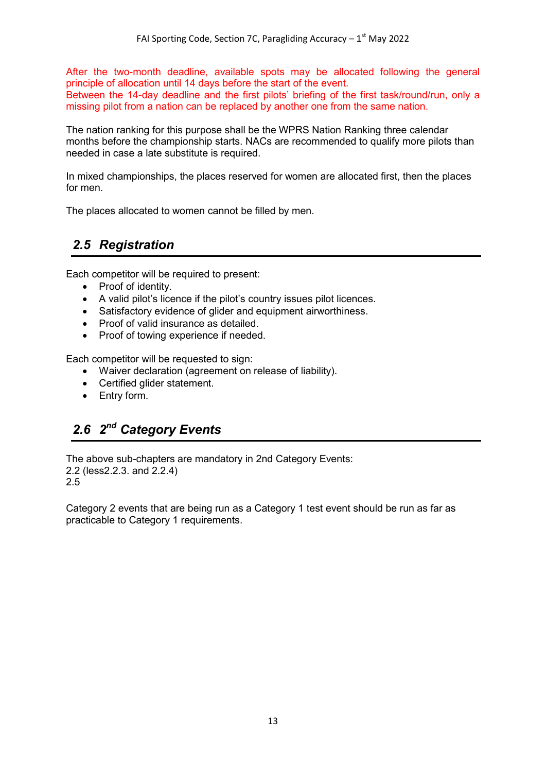After the two-month deadline, available spots may be allocated following the general principle of allocation until 14 days before the start of the event.
Between the 14-day deadline and the first pilots' briefing of the first task/round/run, only a missing pilot from a nation can be replaced by another one from the same nation.

The nation ranking for this purpose shall be the WPRS Nation Ranking three calendar months before the championship starts. NACs are recommended to qualify more pilots than needed in case a late substitute is required.

In mixed championships, the places reserved for women are allocated first, then the places for men.

The places allocated to women cannot be filled by men.

## *2.5 Registration*

Each competitor will be required to present:

- Proof of identity.
- A valid pilot's licence if the pilot's country issues pilot licences.
- Satisfactory evidence of glider and equipment airworthiness.
- Proof of valid insurance as detailed.
- Proof of towing experience if needed.

Each competitor will be requested to sign:

- Waiver declaration (agreement on release of liability).
- Certified glider statement.
- Entry form.

## *2.6 2nd Category Events*

The above sub-chapters are mandatory in 2nd Category Events:
2.2 (less2.2.3. and 2.2.4)
2.5

Category 2 events that are being run as a Category 1 test event should be run as far as practicable to Category 1 requirements.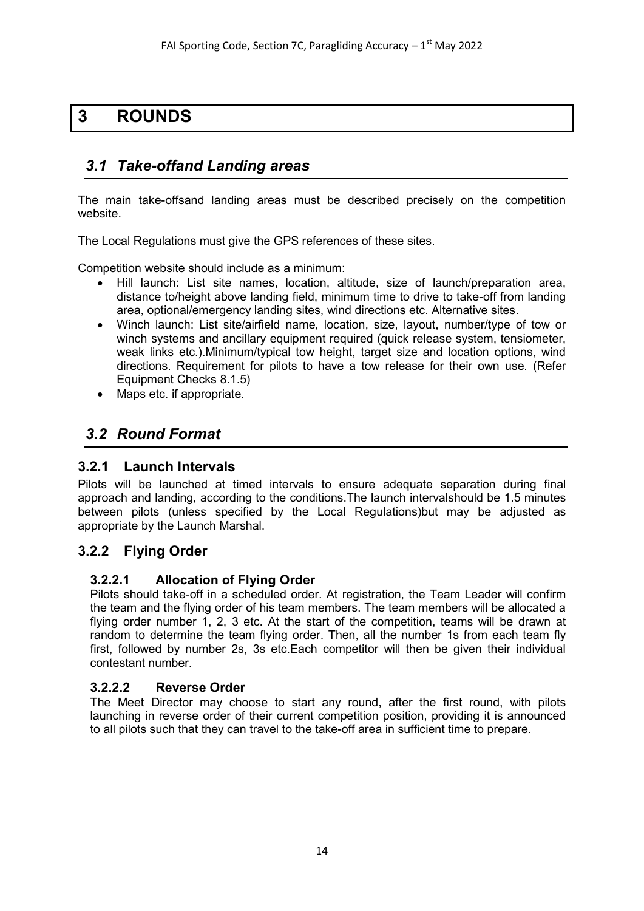# 3 ROUNDS

## *3.1 Take-offand Landing areas*

The main take-offsand landing areas must be described precisely on the competition website.

The Local Regulations must give the GPS references of these sites.

Competition website should include as a minimum:

- Hill launch: List site names, location, altitude, size of launch/preparation area, distance to/height above landing field, minimum time to drive to take-off from landing area, optional/emergency landing sites, wind directions etc. Alternative sites.
- Winch launch: List site/airfield name, location, size, layout, number/type of tow or winch systems and ancillary equipment required (quick release system, tensiometer, weak links etc.).Minimum/typical tow height, target size and location options, wind directions. Requirement for pilots to have a tow release for their own use. (Refer Equipment Checks 8.1.5)
- Maps etc. if appropriate.

## *3.2 Round Format*

### 3.2.1 Launch Intervals

Pilots will be launched at timed intervals to ensure adequate separation during final approach and landing, according to the conditions.The launch intervalshould be 1.5 minutes between pilots (unless specified by the Local Regulations)but may be adjusted as appropriate by the Launch Marshal.

### 3.2.2 Flying Order

#### 3.2.2.1 Allocation of Flying Order

Pilots should take-off in a scheduled order. At registration, the Team Leader will confirm the team and the flying order of his team members. The team members will be allocated a flying order number 1, 2, 3 etc. At the start of the competition, teams will be drawn at random to determine the team flying order. Then, all the number 1s from each team fly first, followed by number 2s, 3s etc.Each competitor will then be given their individual contestant number.

#### 3.2.2.2 Reverse Order

The Meet Director may choose to start any round, after the first round, with pilots launching in reverse order of their current competition position, providing it is announced to all pilots such that they can travel to the take-off area in sufficient time to prepare.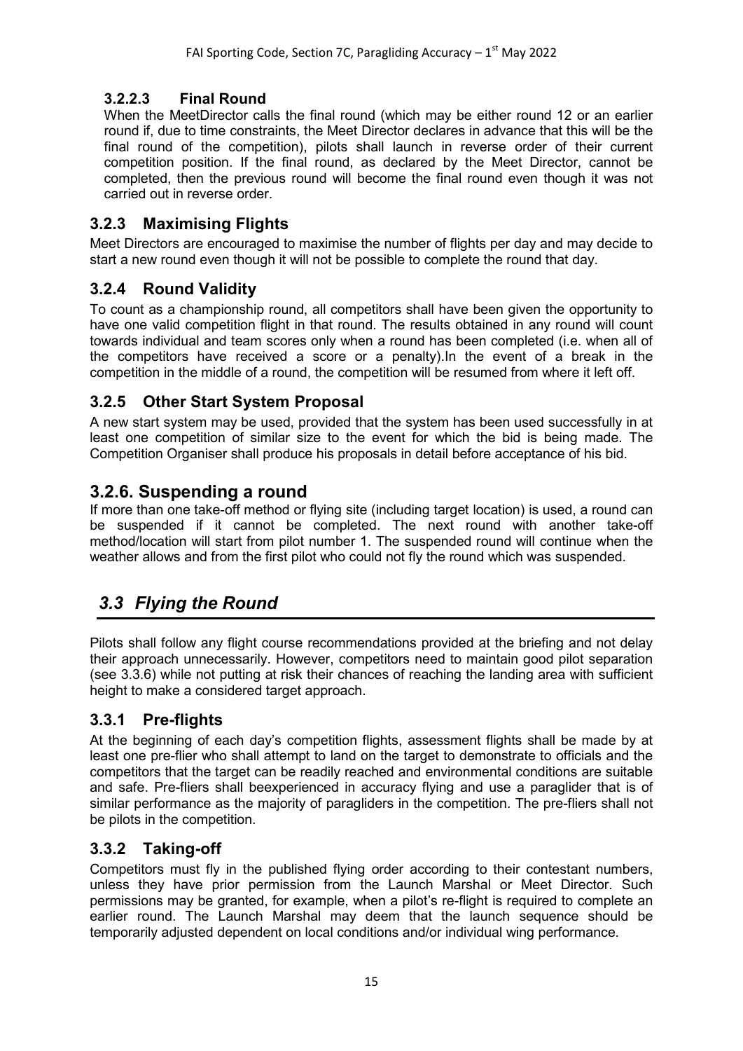#### 3.2.2.3 Final Round

When the MeetDirector calls the final round (which may be either round 12 or an earlier round if, due to time constraints, the Meet Director declares in advance that this will be the final round of the competition), pilots shall launch in reverse order of their current competition position. If the final round, as declared by the Meet Director, cannot be completed, then the previous round will become the final round even though it was not carried out in reverse order.

### 3.2.3 Maximising Flights

Meet Directors are encouraged to maximise the number of flights per day and may decide to start a new round even though it will not be possible to complete the round that day.

### 3.2.4 Round Validity

To count as a championship round, all competitors shall have been given the opportunity to have one valid competition flight in that round. The results obtained in any round will count towards individual and team scores only when a round has been completed (i.e. when all of the competitors have received a score or a penalty).In the event of a break in the competition in the middle of a round, the competition will be resumed from where it left off.

### 3.2.5 Other Start System Proposal

A new start system may be used, provided that the system has been used successfully in at least one competition of similar size to the event for which the bid is being made. The Competition Organiser shall produce his proposals in detail before acceptance of his bid.

### 3.2.6. Suspending a round

If more than one take-off method or flying site (including target location) is used, a round can be suspended if it cannot be completed. The next round with another take-off method/location will start from pilot number 1. The suspended round will continue when the weather allows and from the first pilot who could not fly the round which was suspended.

## *3.3 Flying the Round*

Pilots shall follow any flight course recommendations provided at the briefing and not delay their approach unnecessarily. However, competitors need to maintain good pilot separation (see 3.3.6) while not putting at risk their chances of reaching the landing area with sufficient height to make a considered target approach.

### 3.3.1 Pre-flights

At the beginning of each day's competition flights, assessment flights shall be made by at least one pre-flier who shall attempt to land on the target to demonstrate to officials and the competitors that the target can be readily reached and environmental conditions are suitable and safe. Pre-fliers shall beexperienced in accuracy flying and use a paraglider that is of similar performance as the majority of paragliders in the competition. The pre-fliers shall not be pilots in the competition.

### 3.3.2 Taking-off

Competitors must fly in the published flying order according to their contestant numbers, unless they have prior permission from the Launch Marshal or Meet Director. Such permissions may be granted, for example, when a pilot's re-flight is required to complete an earlier round. The Launch Marshal may deem that the launch sequence should be temporarily adjusted dependent on local conditions and/or individual wing performance.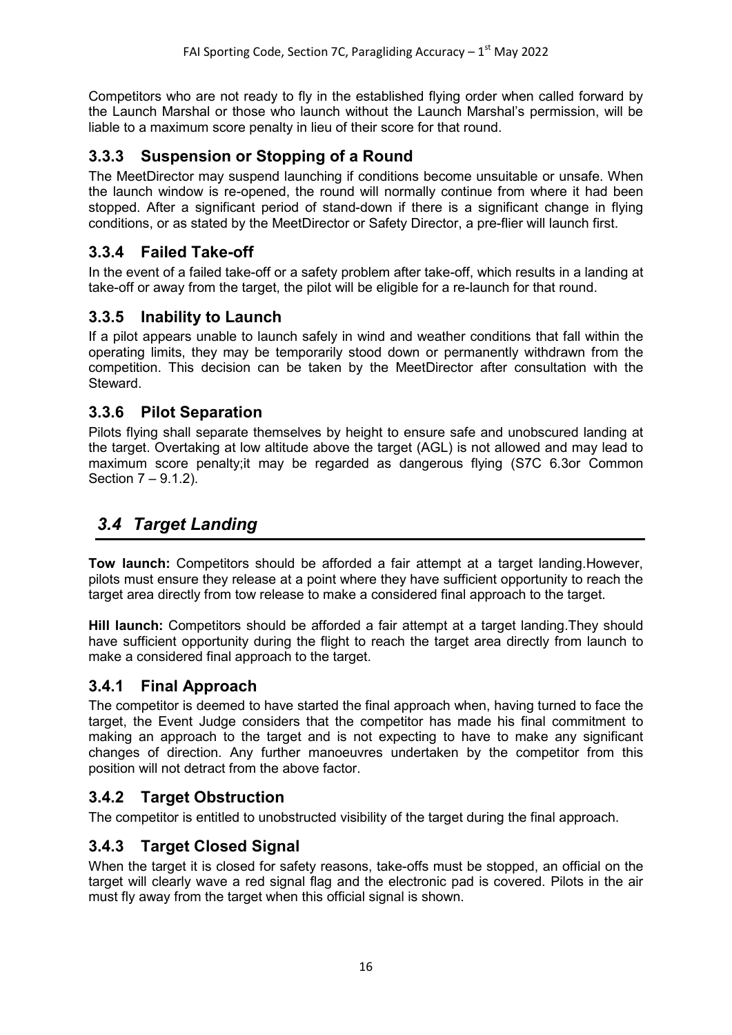Competitors who are not ready to fly in the established flying order when called forward by the Launch Marshal or those who launch without the Launch Marshal's permission, will be liable to a maximum score penalty in lieu of their score for that round.

### 3.3.3 Suspension or Stopping of a Round

The MeetDirector may suspend launching if conditions become unsuitable or unsafe. When the launch window is re-opened, the round will normally continue from where it had been stopped. After a significant period of stand-down if there is a significant change in flying conditions, or as stated by the MeetDirector or Safety Director, a pre-flier will launch first.

### 3.3.4 Failed Take-off

In the event of a failed take-off or a safety problem after take-off, which results in a landing at take-off or away from the target, the pilot will be eligible for a re-launch for that round.

### 3.3.5 Inability to Launch

If a pilot appears unable to launch safely in wind and weather conditions that fall within the operating limits, they may be temporarily stood down or permanently withdrawn from the competition. This decision can be taken by the MeetDirector after consultation with the Steward.

### 3.3.6 Pilot Separation

Pilots flying shall separate themselves by height to ensure safe and unobscured landing at the target. Overtaking at low altitude above the target (AGL) is not allowed and may lead to maximum score penalty;it may be regarded as dangerous flying (S7C 6.3or Common Section 7 – 9.1.2).

## *3.4 Target Landing*

**Tow launch:** Competitors should be afforded a fair attempt at a target landing.However, pilots must ensure they release at a point where they have sufficient opportunity to reach the target area directly from tow release to make a considered final approach to the target.

**Hill launch:** Competitors should be afforded a fair attempt at a target landing.They should have sufficient opportunity during the flight to reach the target area directly from launch to make a considered final approach to the target.

### 3.4.1 Final Approach

The competitor is deemed to have started the final approach when, having turned to face the target, the Event Judge considers that the competitor has made his final commitment to making an approach to the target and is not expecting to have to make any significant changes of direction. Any further manoeuvres undertaken by the competitor from this position will not detract from the above factor.

### 3.4.2 Target Obstruction

The competitor is entitled to unobstructed visibility of the target during the final approach.

### 3.4.3 Target Closed Signal

When the target it is closed for safety reasons, take-offs must be stopped, an official on the target will clearly wave a red signal flag and the electronic pad is covered. Pilots in the air must fly away from the target when this official signal is shown.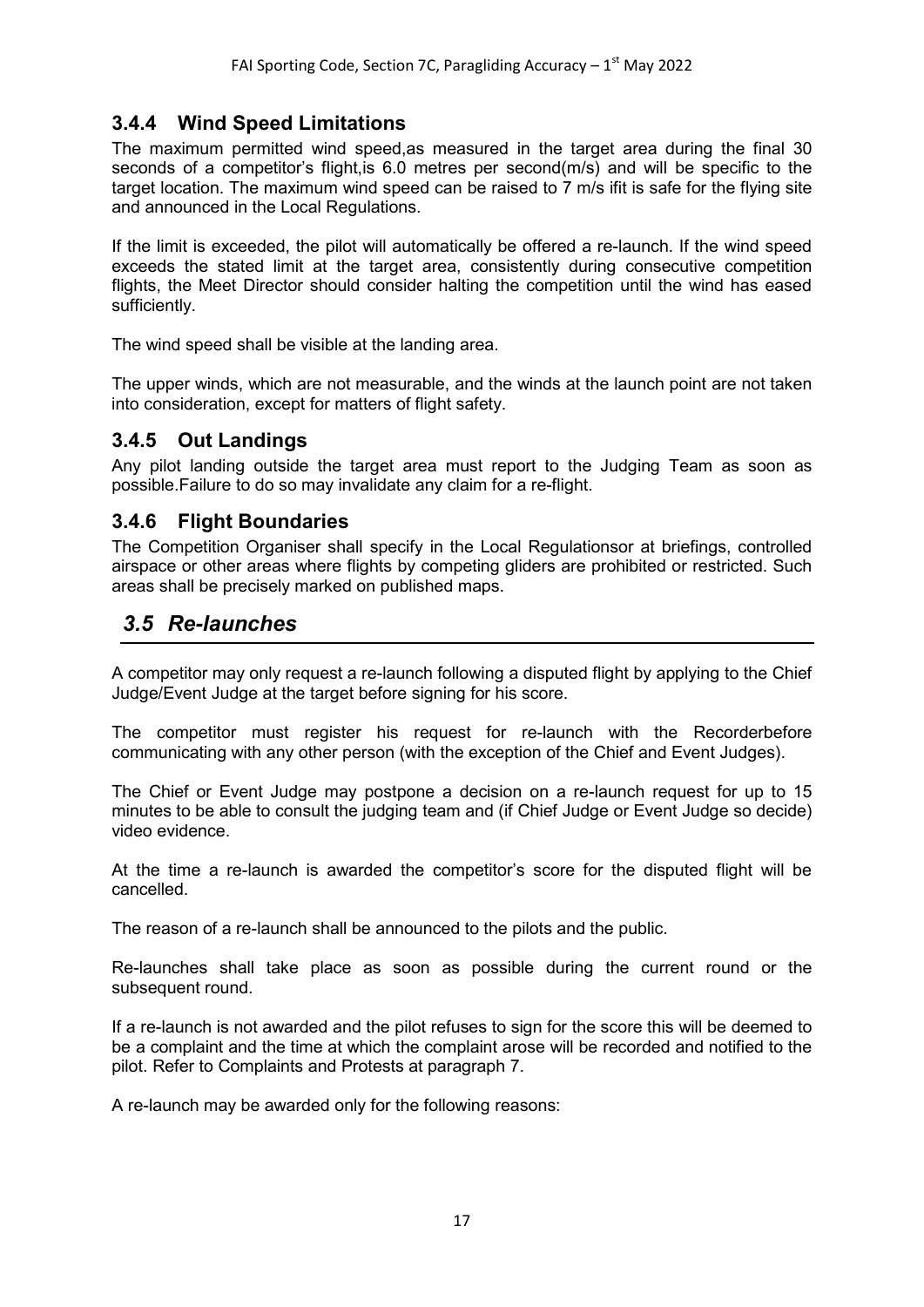### 3.4.4 Wind Speed Limitations

The maximum permitted wind speed,as measured in the target area during the final 30 seconds of a competitor's flight,is 6.0 metres per second(m/s) and will be specific to the target location. The maximum wind speed can be raised to 7 m/s ifit is safe for the flying site and announced in the Local Regulations.

If the limit is exceeded, the pilot will automatically be offered a re-launch. If the wind speed exceeds the stated limit at the target area, consistently during consecutive competition flights, the Meet Director should consider halting the competition until the wind has eased sufficiently.

The wind speed shall be visible at the landing area.

The upper winds, which are not measurable, and the winds at the launch point are not taken into consideration, except for matters of flight safety.

### 3.4.5 Out Landings

Any pilot landing outside the target area must report to the Judging Team as soon as possible.Failure to do so may invalidate any claim for a re-flight.

### 3.4.6 Flight Boundaries

The Competition Organiser shall specify in the Local Regulationsor at briefings, controlled airspace or other areas where flights by competing gliders are prohibited or restricted. Such areas shall be precisely marked on published maps.

## *3.5 Re-launches*

A competitor may only request a re-launch following a disputed flight by applying to the Chief Judge/Event Judge at the target before signing for his score.

The competitor must register his request for re-launch with the Recorderbefore communicating with any other person (with the exception of the Chief and Event Judges).

The Chief or Event Judge may postpone a decision on a re-launch request for up to 15 minutes to be able to consult the judging team and (if Chief Judge or Event Judge so decide) video evidence.

At the time a re-launch is awarded the competitor's score for the disputed flight will be cancelled.

The reason of a re-launch shall be announced to the pilots and the public.

Re-launches shall take place as soon as possible during the current round or the subsequent round.

If a re-launch is not awarded and the pilot refuses to sign for the score this will be deemed to be a complaint and the time at which the complaint arose will be recorded and notified to the pilot. Refer to Complaints and Protests at paragraph 7.

A re-launch may be awarded only for the following reasons: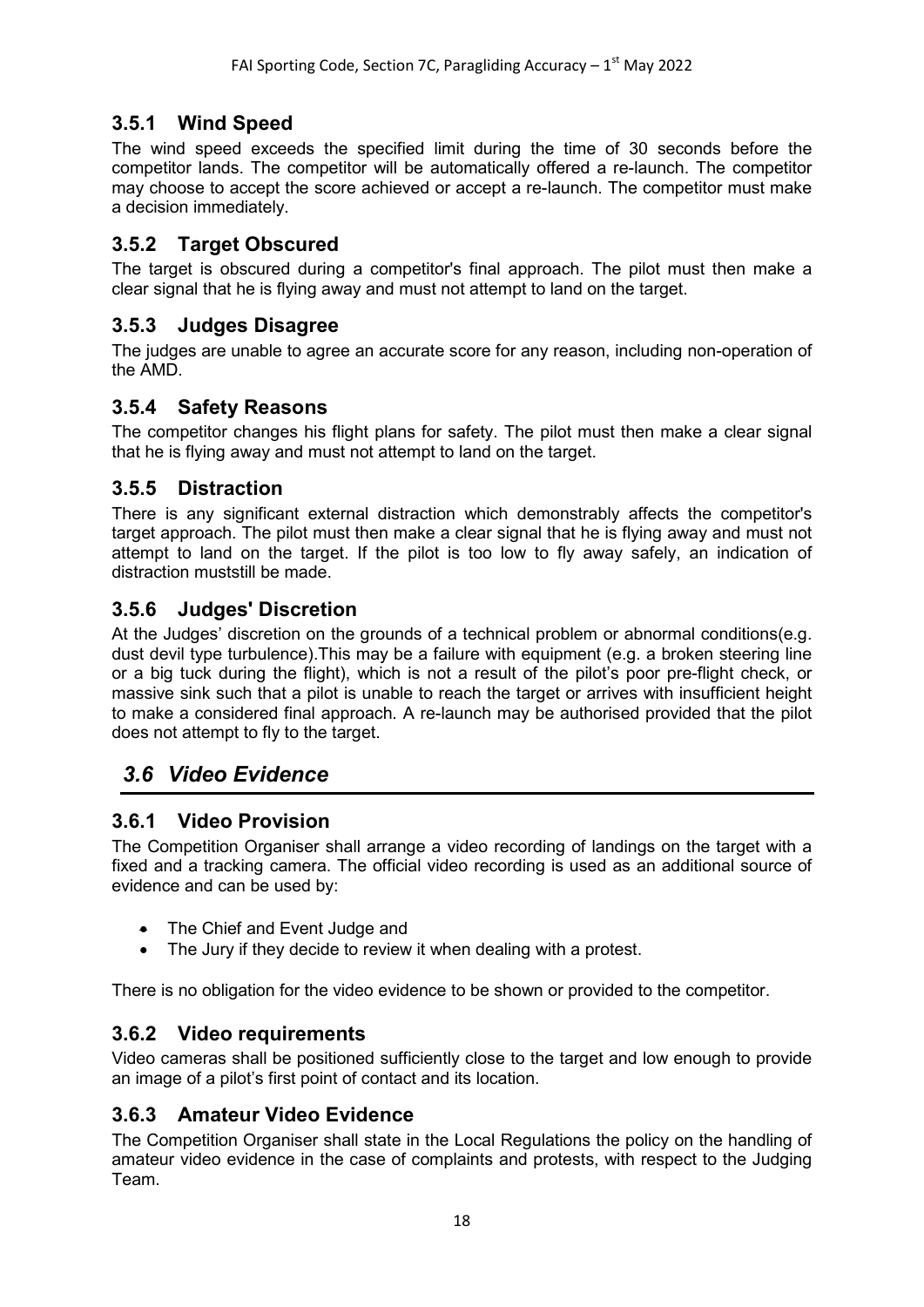### 3.5.1 Wind Speed

The wind speed exceeds the specified limit during the time of 30 seconds before the competitor lands. The competitor will be automatically offered a re-launch. The competitor may choose to accept the score achieved or accept a re-launch. The competitor must make a decision immediately.

### 3.5.2 Target Obscured

The target is obscured during a competitor's final approach. The pilot must then make a clear signal that he is flying away and must not attempt to land on the target.

### 3.5.3 Judges Disagree

The judges are unable to agree an accurate score for any reason, including non-operation of the AMD.

### 3.5.4 Safety Reasons

The competitor changes his flight plans for safety. The pilot must then make a clear signal that he is flying away and must not attempt to land on the target.

### 3.5.5 Distraction

There is any significant external distraction which demonstrably affects the competitor's target approach. The pilot must then make a clear signal that he is flying away and must not attempt to land on the target. If the pilot is too low to fly away safely, an indication of distraction muststill be made.

### 3.5.6 Judges' Discretion

At the Judges' discretion on the grounds of a technical problem or abnormal conditions(e.g. dust devil type turbulence).This may be a failure with equipment (e.g. a broken steering line or a big tuck during the flight), which is not a result of the pilot's poor pre-flight check, or massive sink such that a pilot is unable to reach the target or arrives with insufficient height to make a considered final approach. A re-launch may be authorised provided that the pilot does not attempt to fly to the target.

## *3.6 Video Evidence*

### 3.6.1 Video Provision

The Competition Organiser shall arrange a video recording of landings on the target with a fixed and a tracking camera. The official video recording is used as an additional source of evidence and can be used by:

- The Chief and Event Judge and
- The Jury if they decide to review it when dealing with a protest.

There is no obligation for the video evidence to be shown or provided to the competitor.

### 3.6.2 Video requirements

Video cameras shall be positioned sufficiently close to the target and low enough to provide an image of a pilot's first point of contact and its location.

### 3.6.3 Amateur Video Evidence

The Competition Organiser shall state in the Local Regulations the policy on the handling of amateur video evidence in the case of complaints and protests, with respect to the Judging Team.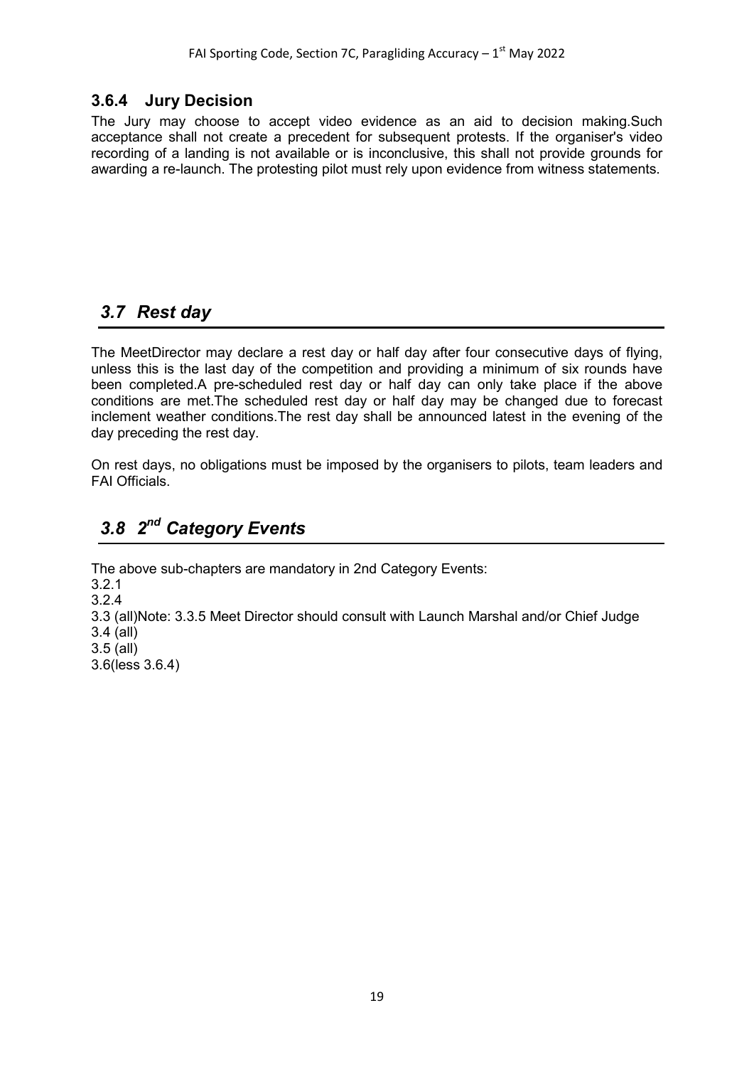### 3.6.4 Jury Decision

The Jury may choose to accept video evidence as an aid to decision making.Such acceptance shall not create a precedent for subsequent protests. If the organiser's video recording of a landing is not available or is inconclusive, this shall not provide grounds for awarding a re-launch. The protesting pilot must rely upon evidence from witness statements.

## *3.7 Rest day*

The MeetDirector may declare a rest day or half day after four consecutive days of flying, unless this is the last day of the competition and providing a minimum of six rounds have been completed.A pre-scheduled rest day or half day can only take place if the above conditions are met.The scheduled rest day or half day may be changed due to forecast inclement weather conditions.The rest day shall be announced latest in the evening of the day preceding the rest day.

On rest days, no obligations must be imposed by the organisers to pilots, team leaders and FAI Officials.

## *3.8 2nd Category Events*

The above sub-chapters are mandatory in 2nd Category Events:

3.2.1
3.2.4
3.3 (all)Note: 3.3.5 Meet Director should consult with Launch Marshal and/or Chief Judge
3.4 (all)
3.5 (all)
3.6(less 3.6.4)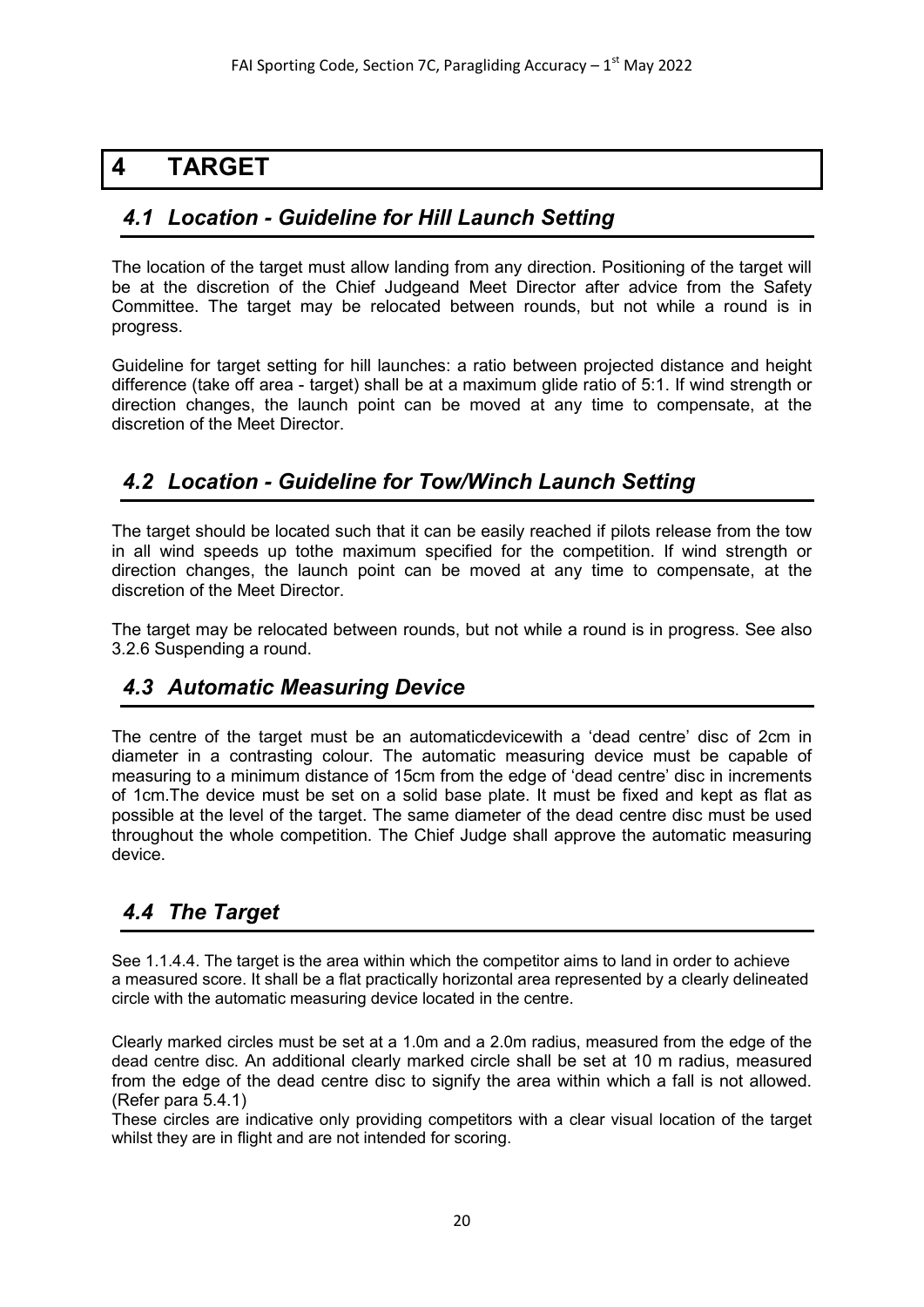# 4 TARGET

## 4.1 Location - Guideline for Hill Launch Setting

The location of the target must allow landing from any direction. Positioning of the target will be at the discretion of the Chief Judgeand Meet Director after advice from the Safety Committee. The target may be relocated between rounds, but not while a round is in progress.

Guideline for target setting for hill launches: a ratio between projected distance and height difference (take off area - target) shall be at a maximum glide ratio of 5:1. If wind strength or direction changes, the launch point can be moved at any time to compensate, at the discretion of the Meet Director.

## 4.2 Location - Guideline for Tow/Winch Launch Setting

The target should be located such that it can be easily reached if pilots release from the tow in all wind speeds up tothe maximum specified for the competition. If wind strength or direction changes, the launch point can be moved at any time to compensate, at the discretion of the Meet Director.

The target may be relocated between rounds, but not while a round is in progress. See also 3.2.6 Suspending a round.

## 4.3 Automatic Measuring Device

The centre of the target must be an automaticdevicewith a 'dead centre' disc of 2cm in diameter in a contrasting colour. The automatic measuring device must be capable of measuring to a minimum distance of 15cm from the edge of 'dead centre' disc in increments of 1cm.The device must be set on a solid base plate. It must be fixed and kept as flat as possible at the level of the target. The same diameter of the dead centre disc must be used throughout the whole competition. The Chief Judge shall approve the automatic measuring device.

## 4.4 The Target

See 1.1.4.4. The target is the area within which the competitor aims to land in order to achieve a measured score. It shall be a flat practically horizontal area represented by a clearly delineated circle with the automatic measuring device located in the centre.

Clearly marked circles must be set at a 1.0m and a 2.0m radius, measured from the edge of the dead centre disc. An additional clearly marked circle shall be set at 10 m radius, measured from the edge of the dead centre disc to signify the area within which a fall is not allowed. (Refer para 5.4.1)

These circles are indicative only providing competitors with a clear visual location of the target whilst they are in flight and are not intended for scoring.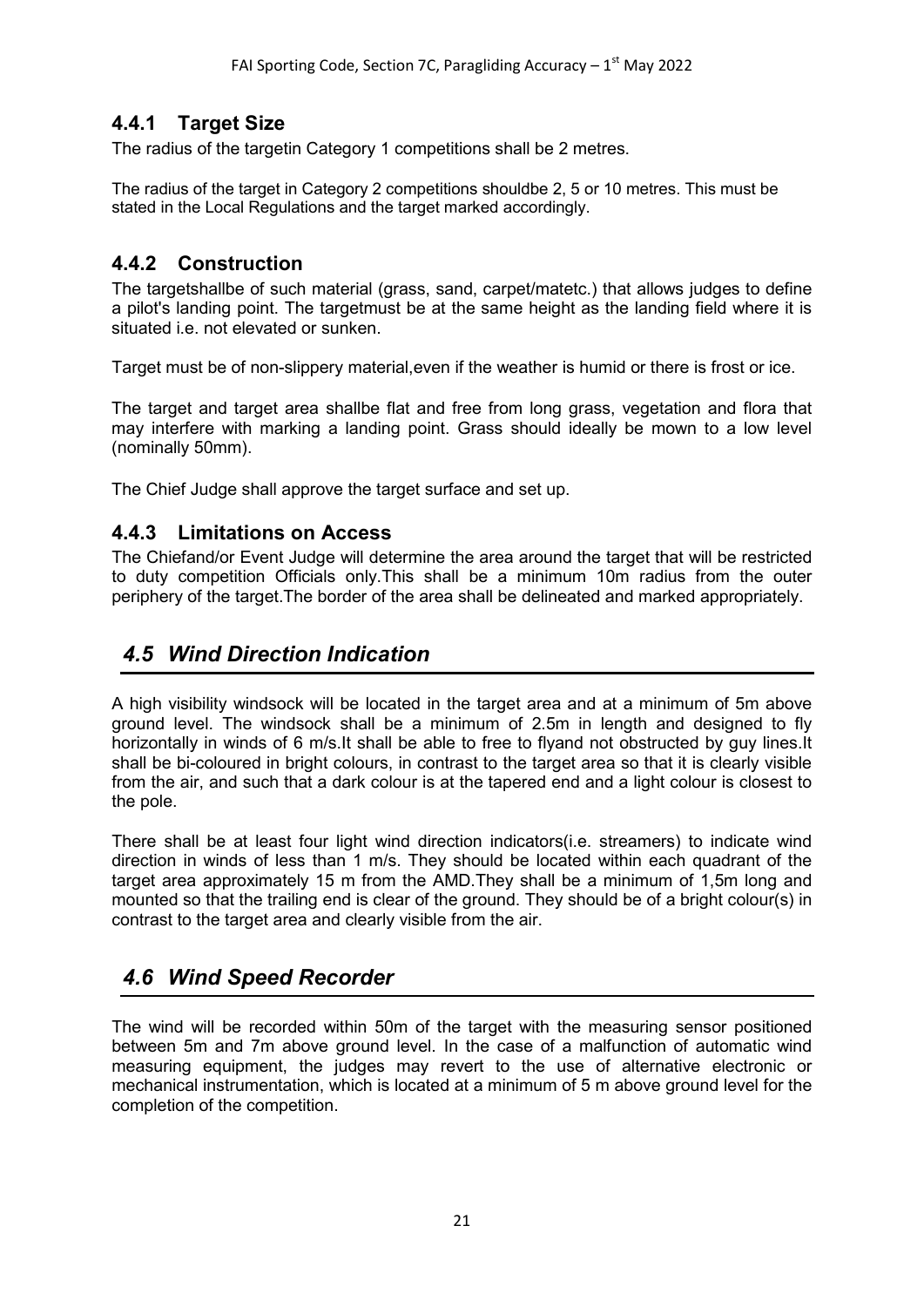### 4.4.1 Target Size

The radius of the targetin Category 1 competitions shall be 2 metres.

The radius of the target in Category 2 competitions shouldbe 2, 5 or 10 metres. This must be stated in the Local Regulations and the target marked accordingly.

### 4.4.2 Construction

The targetshallbe of such material (grass, sand, carpet/matetc.) that allows judges to define a pilot's landing point. The targetmust be at the same height as the landing field where it is situated i.e. not elevated or sunken.

Target must be of non-slippery material,even if the weather is humid or there is frost or ice.

The target and target area shallbe flat and free from long grass, vegetation and flora that may interfere with marking a landing point. Grass should ideally be mown to a low level (nominally 50mm).

The Chief Judge shall approve the target surface and set up.

### 4.4.3 Limitations on Access

The Chiefand/or Event Judge will determine the area around the target that will be restricted to duty competition Officials only.This shall be a minimum 10m radius from the outer periphery of the target.The border of the area shall be delineated and marked appropriately.

## *4.5 Wind Direction Indication*

A high visibility windsock will be located in the target area and at a minimum of 5m above ground level. The windsock shall be a minimum of 2.5m in length and designed to fly horizontally in winds of 6 m/s.It shall be able to free to flyand not obstructed by guy lines.It shall be bi-coloured in bright colours, in contrast to the target area so that it is clearly visible from the air, and such that a dark colour is at the tapered end and a light colour is closest to the pole.

There shall be at least four light wind direction indicators(i.e. streamers) to indicate wind direction in winds of less than 1 m/s. They should be located within each quadrant of the target area approximately 15 m from the AMD.They shall be a minimum of 1,5m long and mounted so that the trailing end is clear of the ground. They should be of a bright colour(s) in contrast to the target area and clearly visible from the air.

## *4.6 Wind Speed Recorder*

The wind will be recorded within 50m of the target with the measuring sensor positioned between 5m and 7m above ground level. In the case of a malfunction of automatic wind measuring equipment, the judges may revert to the use of alternative electronic or mechanical instrumentation, which is located at a minimum of 5 m above ground level for the completion of the competition.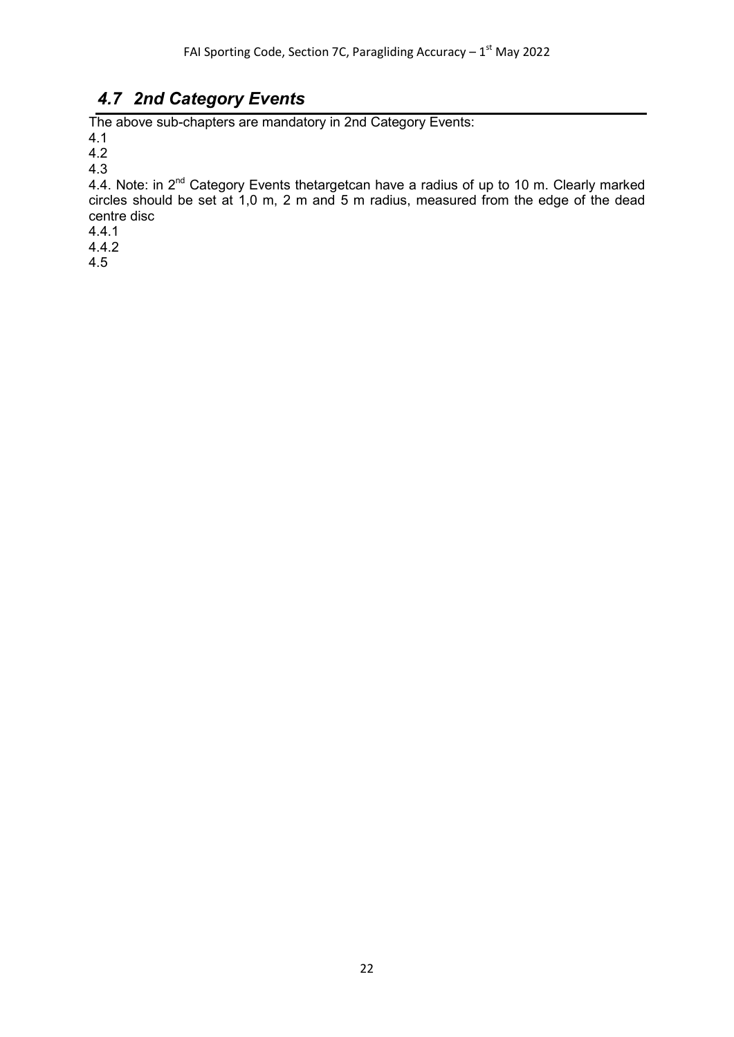## *4.7 2nd Category Events*

The above sub-chapters are mandatory in 2nd Category Events:

4.1

4.2

4.3

4.4. Note: in 2nd Category Events thetargetcan have a radius of up to 10 m. Clearly marked circles should be set at 1,0 m, 2 m and 5 m radius, measured from the edge of the dead centre disc

4.4.1

4.4.2

4.5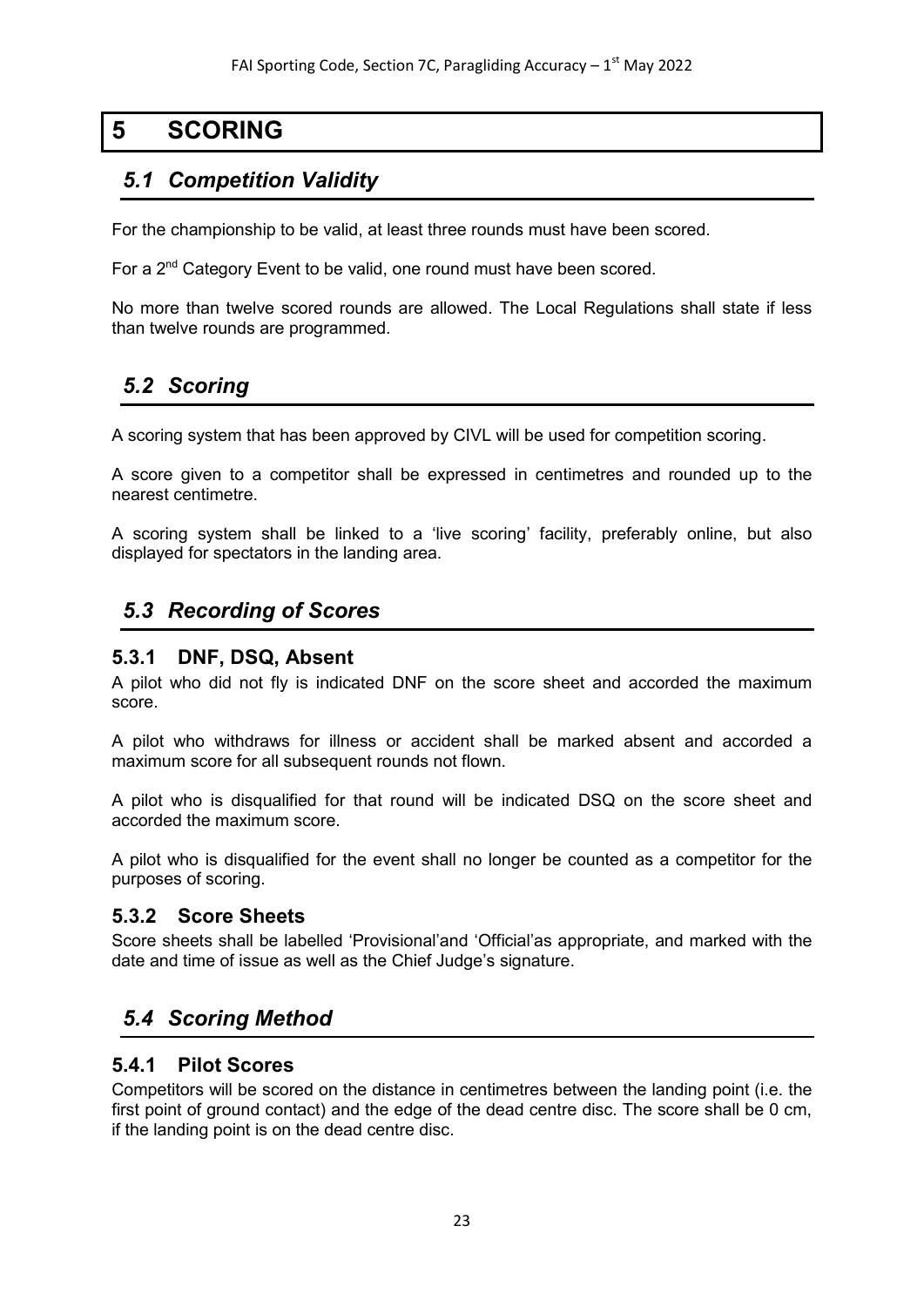# 5 SCORING

## *5.1 Competition Validity*

For the championship to be valid, at least three rounds must have been scored.

For a 2nd Category Event to be valid, one round must have been scored.

No more than twelve scored rounds are allowed. The Local Regulations shall state if less than twelve rounds are programmed.

## *5.2 Scoring*

A scoring system that has been approved by CIVL will be used for competition scoring.

A score given to a competitor shall be expressed in centimetres and rounded up to the nearest centimetre.

A scoring system shall be linked to a 'live scoring' facility, preferably online, but also displayed for spectators in the landing area.

## *5.3 Recording of Scores*

### 5.3.1 DNF, DSQ, Absent

A pilot who did not fly is indicated DNF on the score sheet and accorded the maximum score.

A pilot who withdraws for illness or accident shall be marked absent and accorded a maximum score for all subsequent rounds not flown.

A pilot who is disqualified for that round will be indicated DSQ on the score sheet and accorded the maximum score.

A pilot who is disqualified for the event shall no longer be counted as a competitor for the purposes of scoring.

### 5.3.2 Score Sheets

Score sheets shall be labelled 'Provisional'and 'Official'as appropriate, and marked with the date and time of issue as well as the Chief Judge's signature.

## *5.4 Scoring Method*

### 5.4.1 Pilot Scores

Competitors will be scored on the distance in centimetres between the landing point (i.e. the first point of ground contact) and the edge of the dead centre disc. The score shall be 0 cm, if the landing point is on the dead centre disc.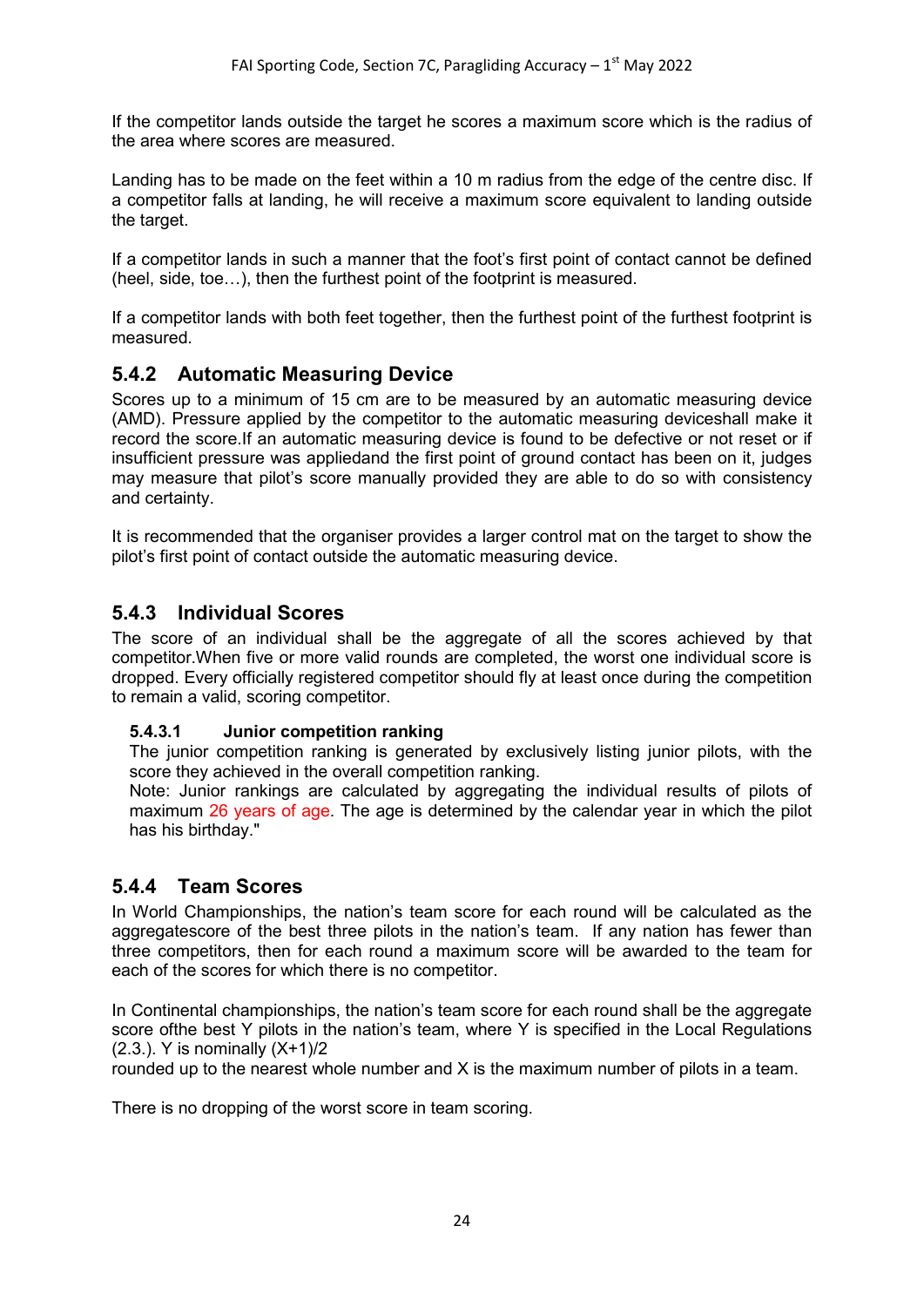If the competitor lands outside the target he scores a maximum score which is the radius of the area where scores are measured.

Landing has to be made on the feet within a 10 m radius from the edge of the centre disc. If a competitor falls at landing, he will receive a maximum score equivalent to landing outside the target.

If a competitor lands in such a manner that the foot's first point of contact cannot be defined (heel, side, toe…), then the furthest point of the footprint is measured.

If a competitor lands with both feet together, then the furthest point of the furthest footprint is measured.

### 5.4.2 Automatic Measuring Device

Scores up to a minimum of 15 cm are to be measured by an automatic measuring device (AMD). Pressure applied by the competitor to the automatic measuring deviceshall make it record the score.If an automatic measuring device is found to be defective or not reset or if insufficient pressure was appliedand the first point of ground contact has been on it, judges may measure that pilot's score manually provided they are able to do so with consistency and certainty.

It is recommended that the organiser provides a larger control mat on the target to show the pilot's first point of contact outside the automatic measuring device.

### 5.4.3 Individual Scores

The score of an individual shall be the aggregate of all the scores achieved by that competitor.When five or more valid rounds are completed, the worst one individual score is dropped. Every officially registered competitor should fly at least once during the competition to remain a valid, scoring competitor.

#### 5.4.3.1 Junior competition ranking

The junior competition ranking is generated by exclusively listing junior pilots, with the score they achieved in the overall competition ranking.
Note: Junior rankings are calculated by aggregating the individual results of pilots of maximum 26 years of age. The age is determined by the calendar year in which the pilot has his birthday."

### 5.4.4 Team Scores

In World Championships, the nation's team score for each round will be calculated as the aggregatescore of the best three pilots in the nation's team. If any nation has fewer than three competitors, then for each round a maximum score will be awarded to the team for each of the scores for which there is no competitor.

In Continental championships, the nation's team score for each round shall be the aggregate score ofthe best Y pilots in the nation's team, where Y is specified in the Local Regulations (2.3.). Y is nominally $(X+1)/2$
rounded up to the nearest whole number and X is the maximum number of pilots in a team.

There is no dropping of the worst score in team scoring.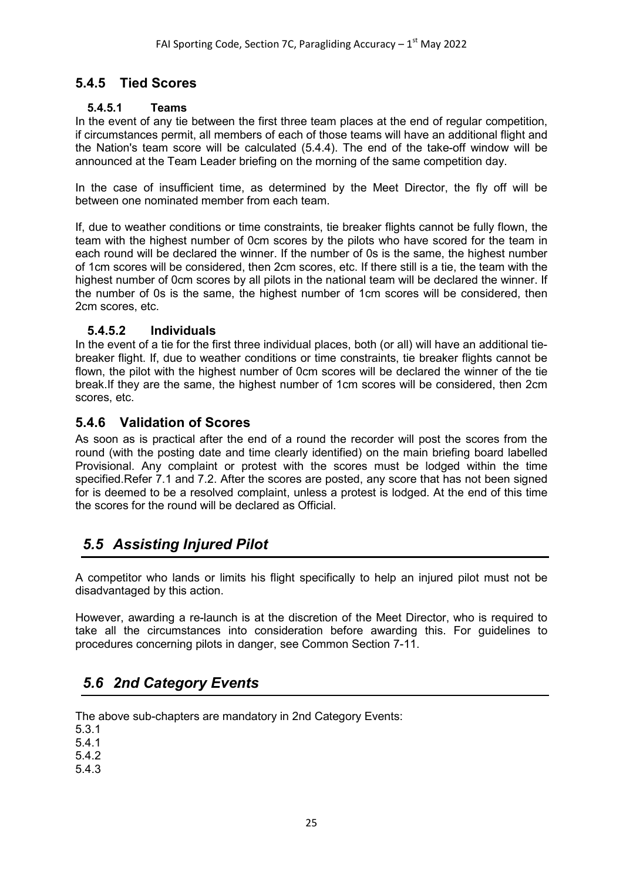### 5.4.5 Tied Scores

#### 5.4.5.1 Teams

In the event of any tie between the first three team places at the end of regular competition, if circumstances permit, all members of each of those teams will have an additional flight and the Nation's team score will be calculated (5.4.4). The end of the take-off window will be announced at the Team Leader briefing on the morning of the same competition day.

In the case of insufficient time, as determined by the Meet Director, the fly off will be between one nominated member from each team.

If, due to weather conditions or time constraints, tie breaker flights cannot be fully flown, the team with the highest number of 0cm scores by the pilots who have scored for the team in each round will be declared the winner. If the number of 0s is the same, the highest number of 1cm scores will be considered, then 2cm scores, etc. If there still is a tie, the team with the highest number of 0cm scores by all pilots in the national team will be declared the winner. If the number of 0s is the same, the highest number of 1cm scores will be considered, then 2cm scores, etc.

#### 5.4.5.2 Individuals

In the event of a tie for the first three individual places, both (or all) will have an additional tie-breaker flight. If, due to weather conditions or time constraints, tie breaker flights cannot be flown, the pilot with the highest number of 0cm scores will be declared the winner of the tie break.If they are the same, the highest number of 1cm scores will be considered, then 2cm scores, etc.

### 5.4.6 Validation of Scores

As soon as is practical after the end of a round the recorder will post the scores from the round (with the posting date and time clearly identified) on the main briefing board labelled Provisional. Any complaint or protest with the scores must be lodged within the time specified.Refer 7.1 and 7.2. After the scores are posted, any score that has not been signed for is deemed to be a resolved complaint, unless a protest is lodged. At the end of this time the scores for the round will be declared as Official.

## *5.5 Assisting Injured Pilot*

A competitor who lands or limits his flight specifically to help an injured pilot must not be disadvantaged by this action.

However, awarding a re-launch is at the discretion of the Meet Director, who is required to take all the circumstances into consideration before awarding this. For guidelines to procedures concerning pilots in danger, see Common Section 7-11.

## *5.6 2nd Category Events*

The above sub-chapters are mandatory in 2nd Category Events:

5.3.1
5.4.1
5.4.2
5.4.3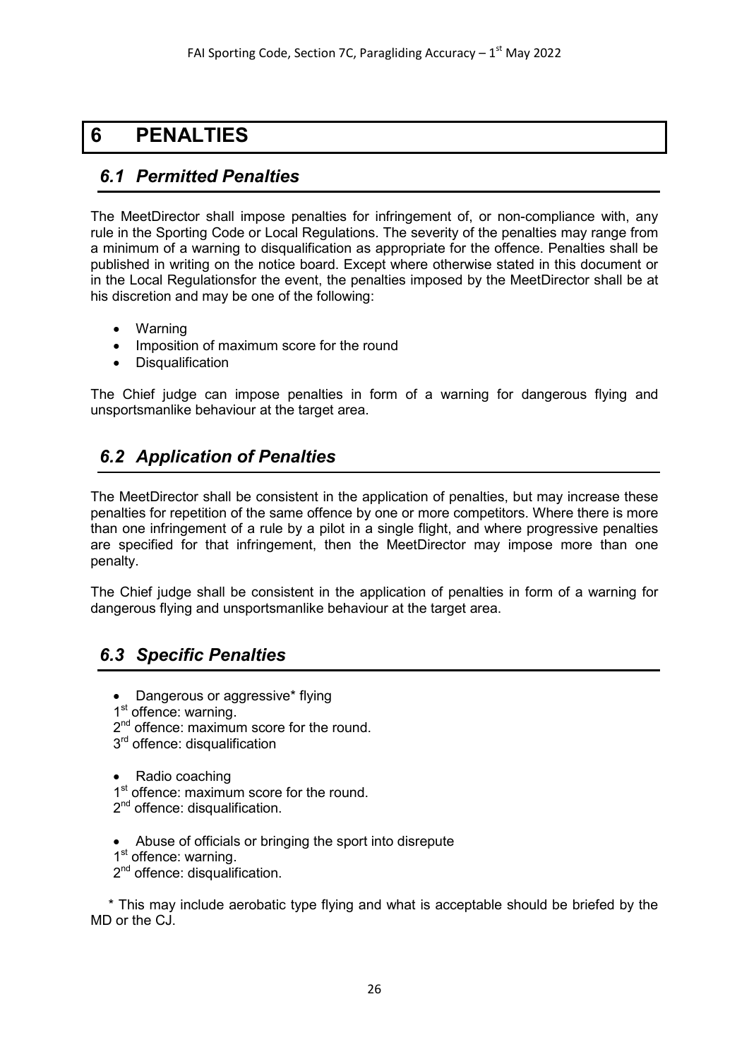# 6 PENALTIES

## 6.1 Permitted Penalties

The MeetDirector shall impose penalties for infringement of, or non-compliance with, any rule in the Sporting Code or Local Regulations. The severity of the penalties may range from a minimum of a warning to disqualification as appropriate for the offence. Penalties shall be published in writing on the notice board. Except where otherwise stated in this document or in the Local Regulationsfor the event, the penalties imposed by the MeetDirector shall be at his discretion and may be one of the following:

- Warning
- Imposition of maximum score for the round
- Disqualification

The Chief judge can impose penalties in form of a warning for dangerous flying and unsportsmanlike behaviour at the target area.

## 6.2 Application of Penalties

The MeetDirector shall be consistent in the application of penalties, but may increase these penalties for repetition of the same offence by one or more competitors. Where there is more than one infringement of a rule by a pilot in a single flight, and where progressive penalties are specified for that infringement, then the MeetDirector may impose more than one penalty.

The Chief judge shall be consistent in the application of penalties in form of a warning for dangerous flying and unsportsmanlike behaviour at the target area.

## 6.3 Specific Penalties

- Dangerous or aggressive* flying

1st offence: warning.
2nd offence: maximum score for the round.
3rd offence: disqualification

- Radio coaching

1st offence: maximum score for the round.
2nd offence: disqualification.

- Abuse of officials or bringing the sport into disrepute

1st offence: warning.
2nd offence: disqualification.

\* This may include aerobatic type flying and what is acceptable should be briefed by the MD or the CJ.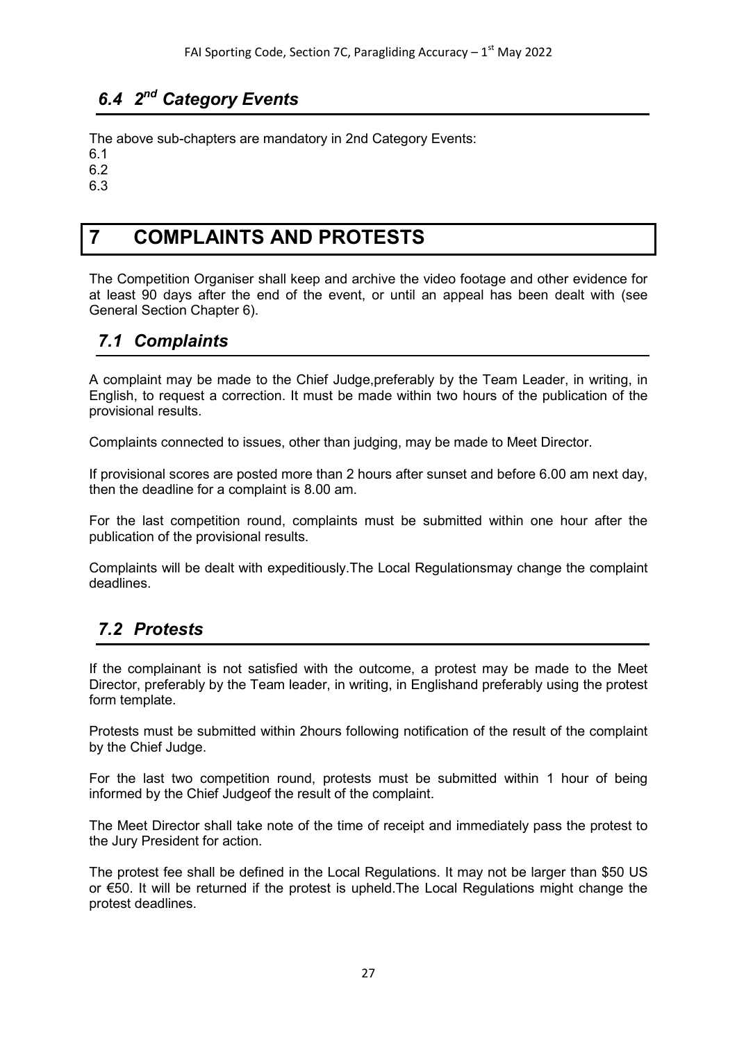### 6.4 2nd Category Events

The above sub-chapters are mandatory in 2nd Category Events:

6.1
6.2
6.3

# 7 COMPLAINTS AND PROTESTS

The Competition Organiser shall keep and archive the video footage and other evidence for at least 90 days after the end of the event, or until an appeal has been dealt with (see General Section Chapter 6).

### 7.1 Complaints

A complaint may be made to the Chief Judge,preferably by the Team Leader, in writing, in English, to request a correction. It must be made within two hours of the publication of the provisional results.

Complaints connected to issues, other than judging, may be made to Meet Director.

If provisional scores are posted more than 2 hours after sunset and before 6.00 am next day, then the deadline for a complaint is 8.00 am.

For the last competition round, complaints must be submitted within one hour after the publication of the provisional results.

Complaints will be dealt with expeditiously.The Local Regulationsmay change the complaint deadlines.

### 7.2 Protests

If the complainant is not satisfied with the outcome, a protest may be made to the Meet Director, preferably by the Team leader, in writing, in Englishand preferably using the protest form template.

Protests must be submitted within 2hours following notification of the result of the complaint by the Chief Judge.

For the last two competition round, protests must be submitted within 1 hour of being informed by the Chief Judgeof the result of the complaint.

The Meet Director shall take note of the time of receipt and immediately pass the protest to the Jury President for action.

The protest fee shall be defined in the Local Regulations. It may not be larger than \$50 US or €50. It will be returned if the protest is upheld.The Local Regulations might change the protest deadlines.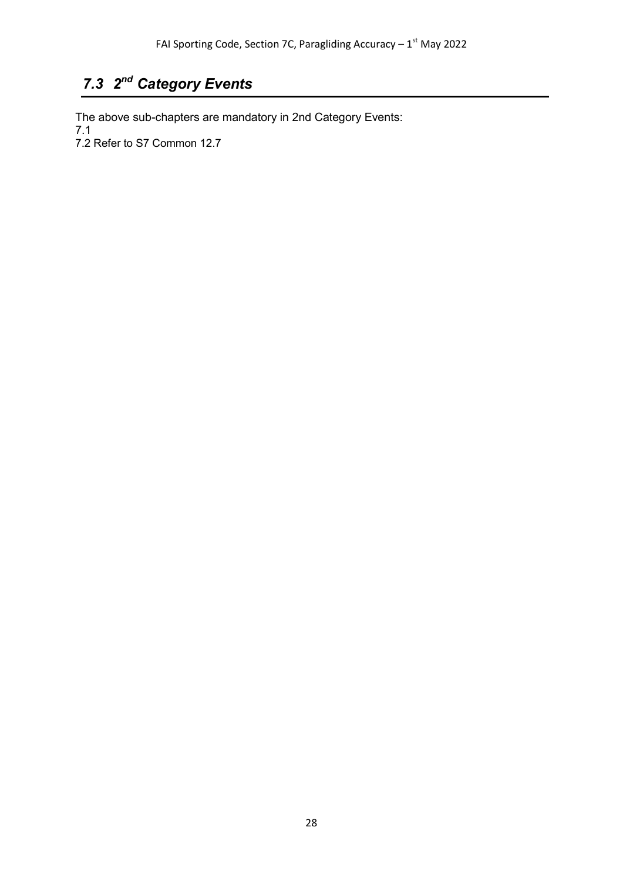## *7.3 2nd Category Events*

The above sub-chapters are mandatory in 2nd Category Events:
7.1
7.2 Refer to S7 Common 12.7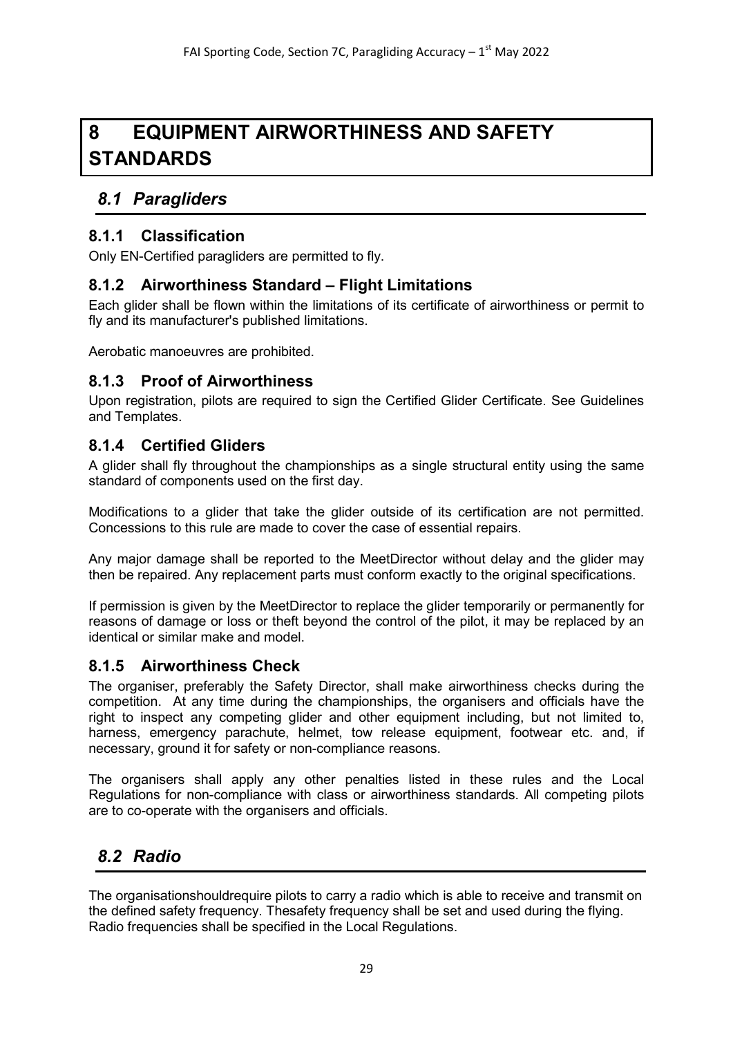# 8 EQUIPMENT AIRWORTHINESS AND SAFETY STANDARDS

## *8.1 Paragliders*

### 8.1.1 Classification

Only EN-Certified paragliders are permitted to fly.

### 8.1.2 Airworthiness Standard – Flight Limitations

Each glider shall be flown within the limitations of its certificate of airworthiness or permit to fly and its manufacturer's published limitations.

Aerobatic manoeuvres are prohibited.

### 8.1.3 Proof of Airworthiness

Upon registration, pilots are required to sign the Certified Glider Certificate. See Guidelines and Templates.

### 8.1.4 Certified Gliders

A glider shall fly throughout the championships as a single structural entity using the same standard of components used on the first day.

Modifications to a glider that take the glider outside of its certification are not permitted. Concessions to this rule are made to cover the case of essential repairs.

Any major damage shall be reported to the MeetDirector without delay and the glider may then be repaired. Any replacement parts must conform exactly to the original specifications.

If permission is given by the MeetDirector to replace the glider temporarily or permanently for reasons of damage or loss or theft beyond the control of the pilot, it may be replaced by an identical or similar make and model.

### 8.1.5 Airworthiness Check

The organiser, preferably the Safety Director, shall make airworthiness checks during the competition. At any time during the championships, the organisers and officials have the right to inspect any competing glider and other equipment including, but not limited to, harness, emergency parachute, helmet, tow release equipment, footwear etc. and, if necessary, ground it for safety or non-compliance reasons.

The organisers shall apply any other penalties listed in these rules and the Local Regulations for non-compliance with class or airworthiness standards. All competing pilots are to co-operate with the organisers and officials.

## *8.2 Radio*

The organisationshouldrequire pilots to carry a radio which is able to receive and transmit on the defined safety frequency. Thesafety frequency shall be set and used during the flying. Radio frequencies shall be specified in the Local Regulations.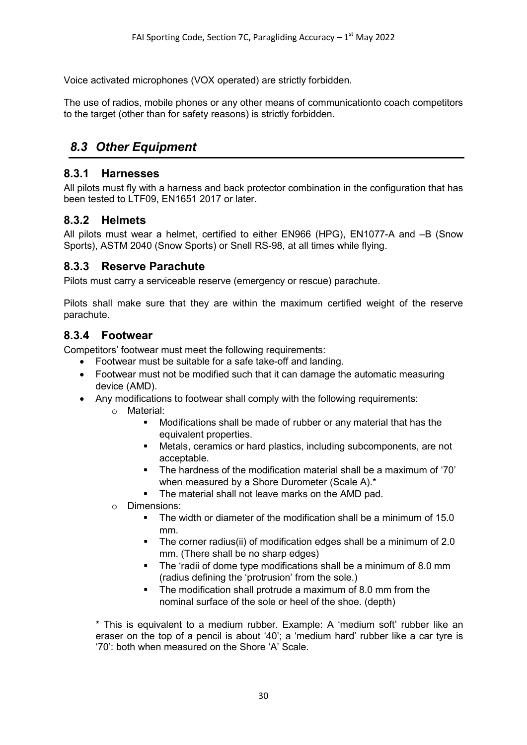Voice activated microphones (VOX operated) are strictly forbidden.

The use of radios, mobile phones or any other means of communicationto coach competitors to the target (other than for safety reasons) is strictly forbidden.

## *8.3 Other Equipment*

### 8.3.1 Harnesses

All pilots must fly with a harness and back protector combination in the configuration that has been tested to LTF09, EN1651 2017 or later.

### 8.3.2 Helmets

All pilots must wear a helmet, certified to either EN966 (HPG), EN1077-A and –B (Snow Sports), ASTM 2040 (Snow Sports) or Snell RS-98, at all times while flying.

### 8.3.3 Reserve Parachute

Pilots must carry a serviceable reserve (emergency or rescue) parachute.

Pilots shall make sure that they are within the maximum certified weight of the reserve parachute.

### 8.3.4 Footwear

Competitors' footwear must meet the following requirements:

- Footwear must be suitable for a safe take-off and landing.
- Footwear must not be modified such that it can damage the automatic measuring device (AMD).
- Any modifications to footwear shall comply with the following requirements:
  - Material:
    - Modifications shall be made of rubber or any material that has the equivalent properties.
    - Metals, ceramics or hard plastics, including subcomponents, are not acceptable.
    - The hardness of the modification material shall be a maximum of '70' when measured by a Shore Durometer (Scale A).*
    - The material shall not leave marks on the AMD pad.
  - Dimensions:
    - The width or diameter of the modification shall be a minimum of 15.0 mm.
    - The corner radius(ii) of modification edges shall be a minimum of 2.0 mm. (There shall be no sharp edges)
    - The 'radii of dome type modifications shall be a minimum of 8.0 mm (radius defining the 'protrusion' from the sole.)
    - The modification shall protrude a maximum of 8.0 mm from the nominal surface of the sole or heel of the shoe. (depth)

\* This is equivalent to a medium rubber. Example: A 'medium soft' rubber like an eraser on the top of a pencil is about '40'; a 'medium hard' rubber like a car tyre is '70': both when measured on the Shore 'A' Scale.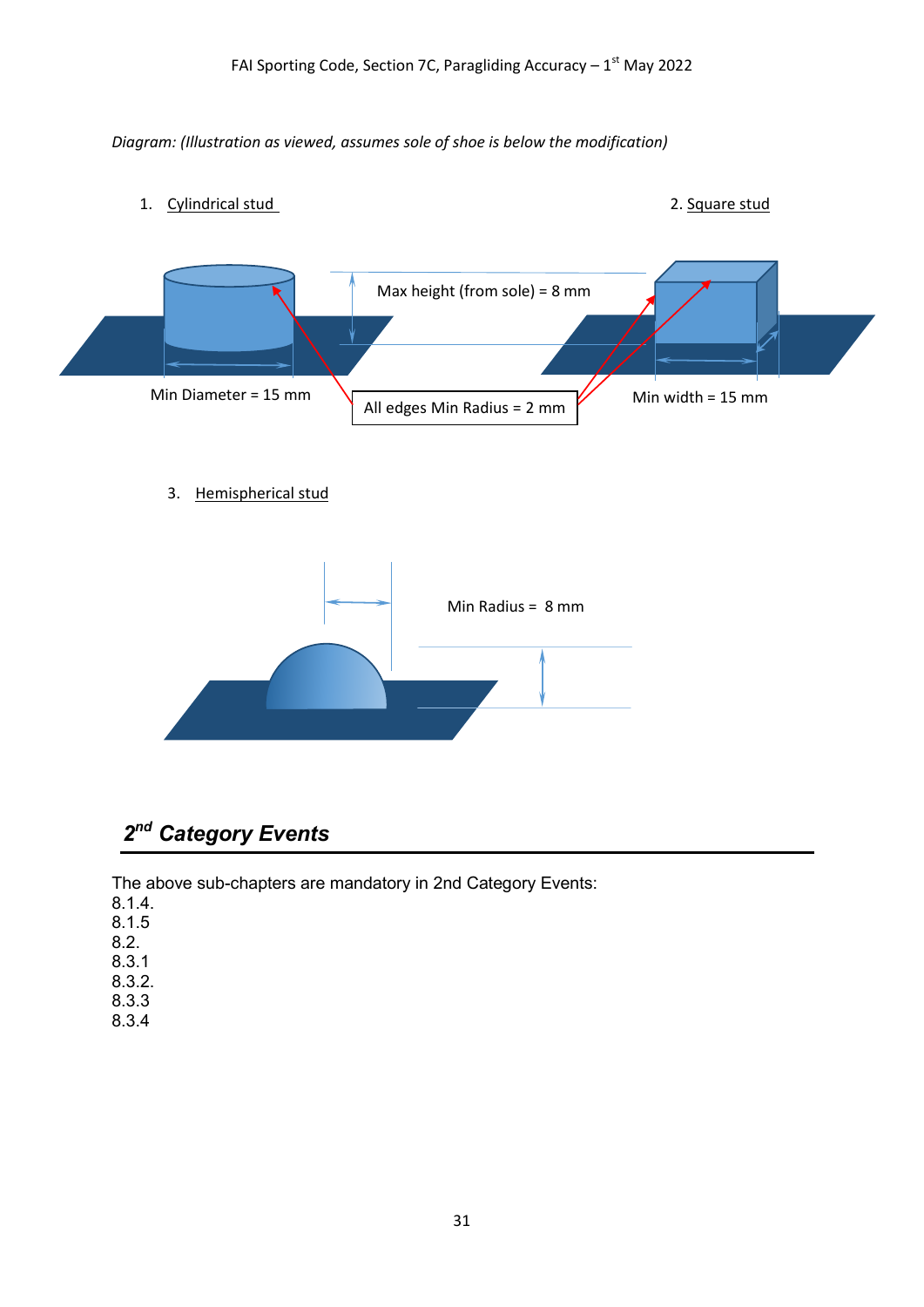*Diagram: (Illustration as viewed, assumes sole of shoe is below the modification)*

1. Cylindrical stud

2. Square stud

Max height (from sole) = 8 mm

Min Diameter = 15 mm

All edges Min Radius = 2 mm

Min width = 15 mm

3. Hemispherical stud

Min Radius = 8 mm

## *2nd Category Events*

The above sub-chapters are mandatory in 2nd Category Events:

8.1.4.
8.1.5
8.2.
8.3.1
8.3.2.
8.3.3
8.3.4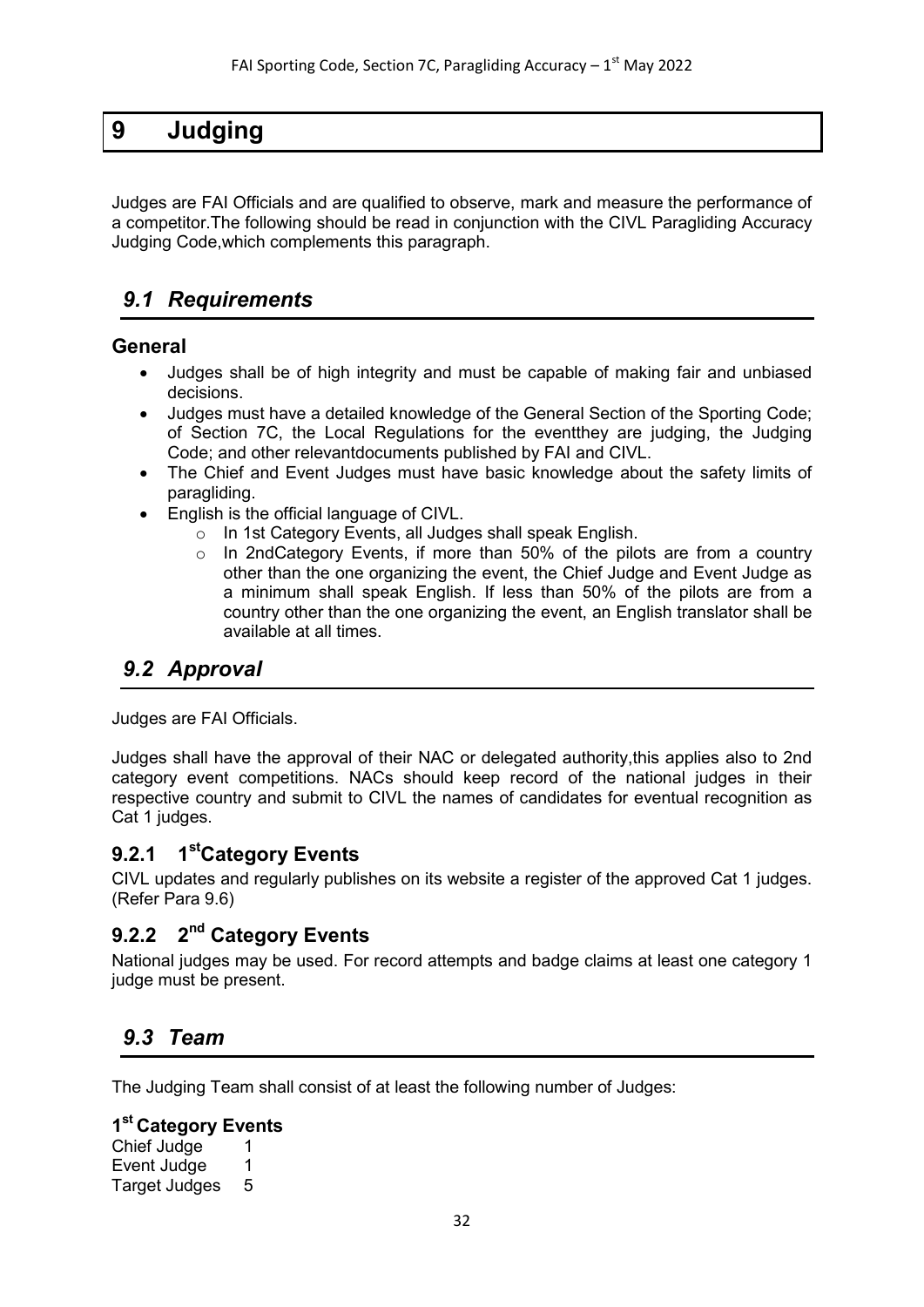# 9 Judging

Judges are FAI Officials and are qualified to observe, mark and measure the performance of a competitor.The following should be read in conjunction with the CIVL Paragliding Accuracy Judging Code,which complements this paragraph.

## *9.1 Requirements*

### General

- Judges shall be of high integrity and must be capable of making fair and unbiased decisions.
- Judges must have a detailed knowledge of the General Section of the Sporting Code; of Section 7C, the Local Regulations for the eventthey are judging, the Judging Code; and other relevantdocuments published by FAI and CIVL.
- The Chief and Event Judges must have basic knowledge about the safety limits of paragliding.
- English is the official language of CIVL.
  - In 1st Category Events, all Judges shall speak English.
  - In 2ndCategory Events, if more than 50% of the pilots are from a country other than the one organizing the event, the Chief Judge and Event Judge as a minimum shall speak English. If less than 50% of the pilots are from a country other than the one organizing the event, an English translator shall be available at all times.

## *9.2 Approval*

Judges are FAI Officials.

Judges shall have the approval of their NAC or delegated authority,this applies also to 2nd category event competitions. NACs should keep record of the national judges in their respective country and submit to CIVL the names of candidates for eventual recognition as Cat 1 judges.

### 9.2.1 1stCategory Events

CIVL updates and regularly publishes on its website a register of the approved Cat 1 judges. (Refer Para 9.6)

### 9.2.2 2nd Category Events

National judges may be used. For record attempts and badge claims at least one category 1 judge must be present.

## *9.3 Team*

The Judging Team shall consist of at least the following number of Judges:

### 1st Category Events

| | |
|---|---|
| Chief Judge | 1 |
| Event Judge | 1 |
| Target Judges | 5 |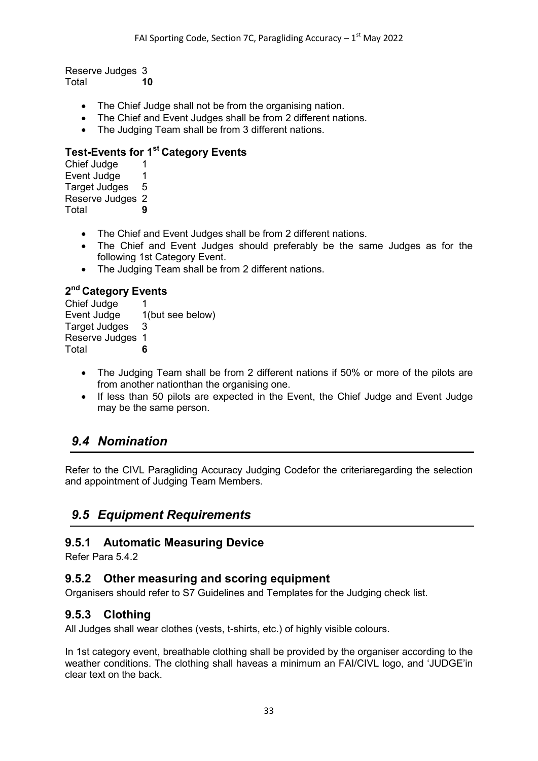Reserve Judges 3
Total **10**

- The Chief Judge shall not be from the organising nation.
- The Chief and Event Judges shall be from 2 different nations.
- The Judging Team shall be from 3 different nations.

### Test-Events for 1st Category Events

Chief Judge 1
Event Judge 1
Target Judges 5
Reserve Judges 2
Total **9**

- The Chief and Event Judges shall be from 2 different nations.
- The Chief and Event Judges should preferably be the same Judges as for the following 1st Category Event.
- The Judging Team shall be from 2 different nations.

### 2nd Category Events

Chief Judge 1
Event Judge 1(but see below)
Target Judges 3
Reserve Judges 1
Total **6**

- The Judging Team shall be from 2 different nations if 50% or more of the pilots are from another nationthan the organising one.
- If less than 50 pilots are expected in the Event, the Chief Judge and Event Judge may be the same person.

## *9.4 Nomination*

Refer to the CIVL Paragliding Accuracy Judging Codefor the criteriaregarding the selection and appointment of Judging Team Members.

## *9.5 Equipment Requirements*

### 9.5.1 Automatic Measuring Device

Refer Para 5.4.2

### 9.5.2 Other measuring and scoring equipment

Organisers should refer to S7 Guidelines and Templates for the Judging check list.

### 9.5.3 Clothing

All Judges shall wear clothes (vests, t-shirts, etc.) of highly visible colours.

In 1st category event, breathable clothing shall be provided by the organiser according to the weather conditions. The clothing shall haveas a minimum an FAI/CIVL logo, and 'JUDGE'in clear text on the back.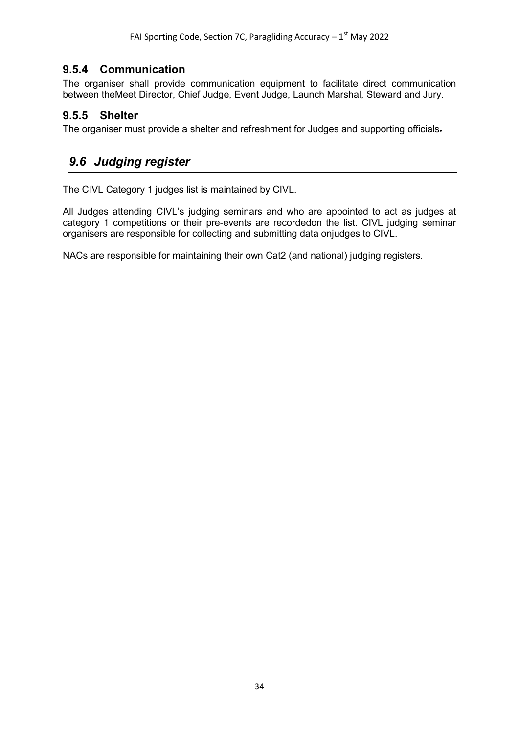### 9.5.4 Communication

The organiser shall provide communication equipment to facilitate direct communication between theMeet Director, Chief Judge, Event Judge, Launch Marshal, Steward and Jury.

### 9.5.5 Shelter

The organiser must provide a shelter and refreshment for Judges and supporting officials.

## *9.6 Judging register*

The CIVL Category 1 judges list is maintained by CIVL.

All Judges attending CIVL's judging seminars and who are appointed to act as judges at category 1 competitions or their pre-events are recordedon the list. CIVL judging seminar organisers are responsible for collecting and submitting data onjudges to CIVL.

NACs are responsible for maintaining their own Cat2 (and national) judging registers.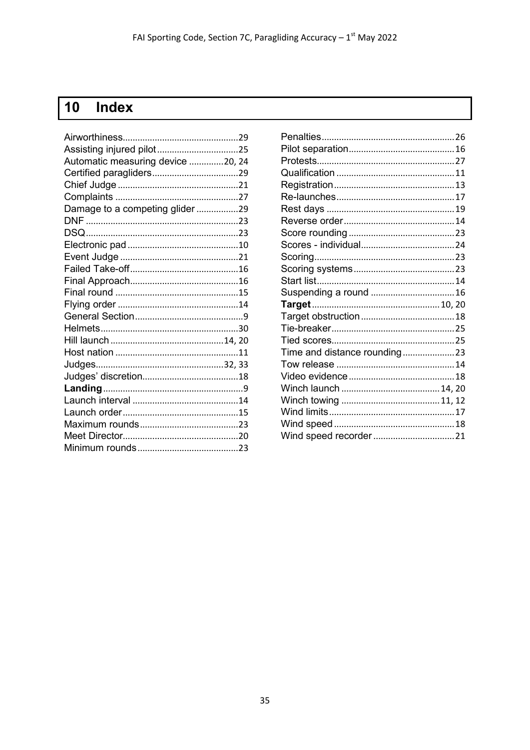# 10 Index

Airworthiness.....29
Assisting injured pilot.....25
Automatic measuring device.....20, 24
Certified paragliders.....29
Chief Judge.....21
Complaints.....27
Damage to a competing glider.....29
DNF.....23
DSQ.....23
Electronic pad.....10
Event Judge.....21
Failed Take-off.....16
Final Approach.....16
Final round.....15
Flying order.....14
General Section.....9
Helmets.....30
Hill launch.....14, 20
Host nation.....11
Judges.....32, 33
Judges' discretion.....18
**Landing**.....9
Launch interval.....14
Launch order.....15
Maximum rounds.....23
Meet Director.....20
Minimum rounds.....23
Penalties.....26
Pilot separation.....16
Protests.....27
Qualification.....11
Registration.....13
Re-launches.....17
Rest days.....19
Reverse order.....14
Score rounding.....23
Scores - individual.....24
Scoring.....23
Scoring systems.....23
Start list.....14
Suspending a round.....16
**Target**.....10, 20
Target obstruction.....18
Tie-breaker.....25
Tied scores.....25
Time and distance rounding.....23
Tow release.....14
Video evidence.....18
Winch launch.....14, 20
Winch towing.....11, 12
Wind limits.....17
Wind speed.....18
Wind speed recorder.....21